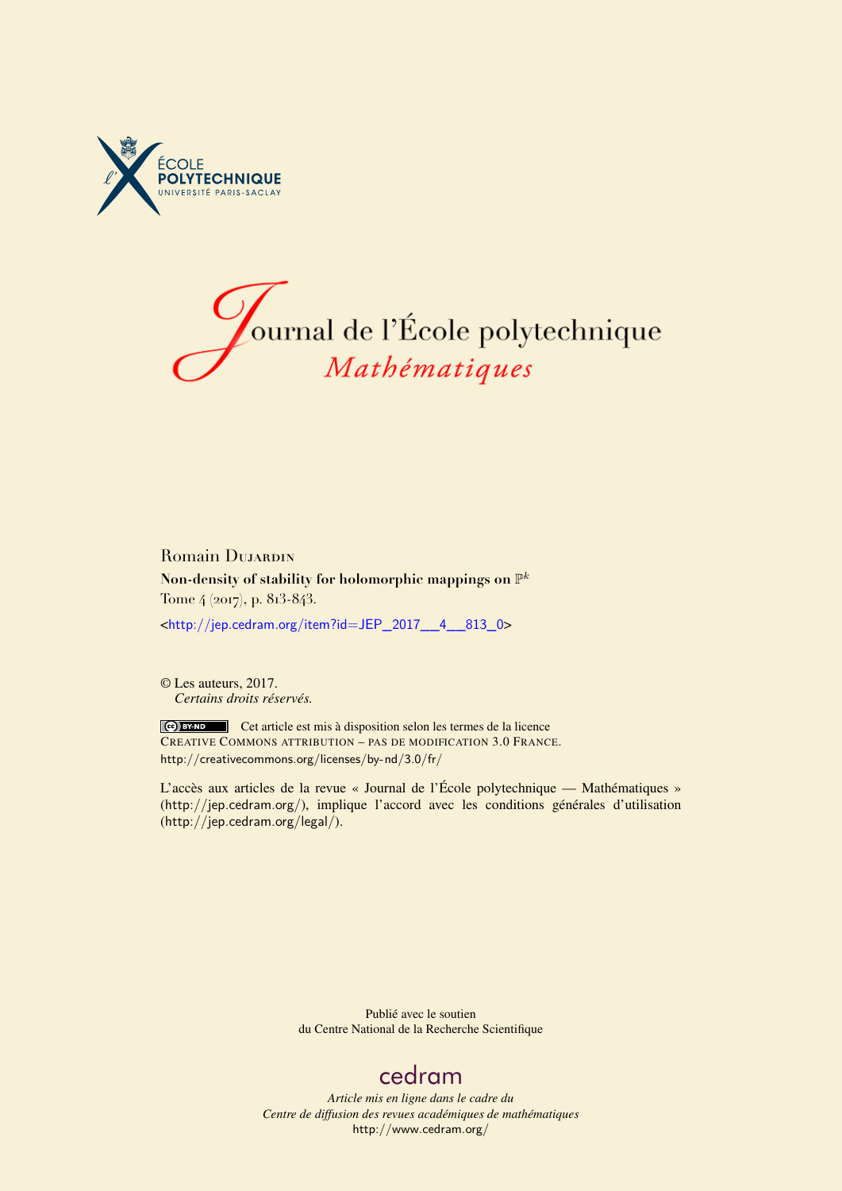ÉCOLE POLYTECHNIQUE
UNIVERSITÉ PARIS-SACLAY

# Journal de l'École polytechnique
## *Mathématiques*

Romain Dujardin

**Non-density of stability for holomorphic mappings on $\mathbb{P}^k$**

Tome 4 (2017), p. 813-843.

<http://jep.cedram.org/item?id=JEP_2017__4__813_0>

© Les auteurs, 2017.
*Certains droits réservés.*

Cet article est mis à disposition selon les termes de la licence
Creative Commons attribution – pas de modification 3.0 France.
http://creativecommons.org/licenses/by-nd/3.0/fr/

L'accès aux articles de la revue « Journal de l'École polytechnique — Mathématiques » (http://jep.cedram.org/), implique l'accord avec les conditions générales d'utilisation (http://jep.cedram.org/legal/).

Publié avec le soutien
du Centre National de la Recherche Scientifique

cedram

*Article mis en ligne dans le cadre du*
*Centre de diffusion des revues académiques de mathématiques*
http://www.cedram.org/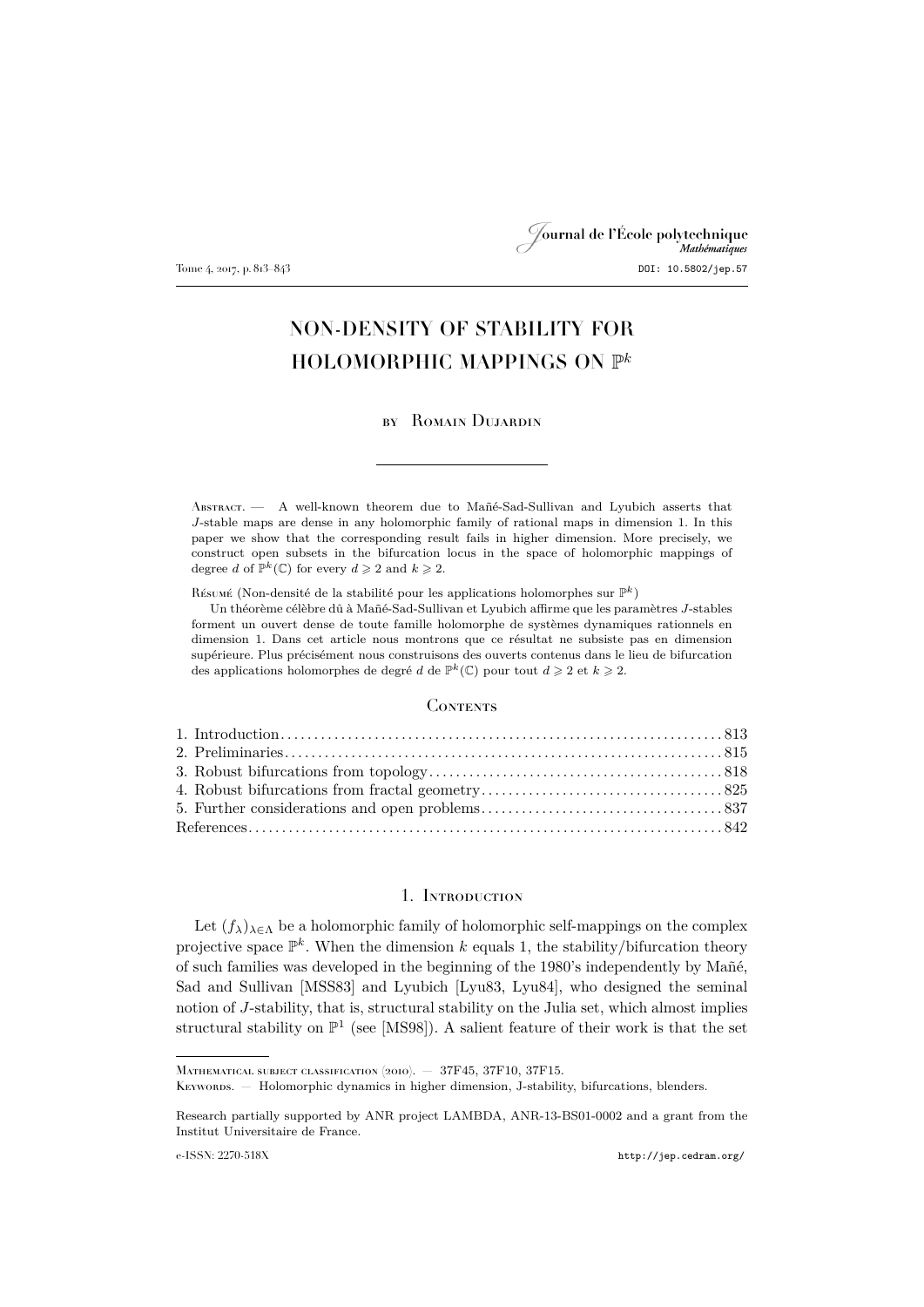# NON-DENSITY OF STABILITY FOR HOLOMORPHIC MAPPINGS ON $\mathbb{P}^k$

by Romain Dujardin

---

**Abstract.** — A well-known theorem due to Mañé-Sad-Sullivan and Lyubich asserts that $J$-stable maps are dense in any holomorphic family of rational maps in dimension 1. In this paper we show that the corresponding result fails in higher dimension. More precisely, we construct open subsets in the bifurcation locus in the space of holomorphic mappings of degree $d$ of $\mathbb{P}^k(\mathbb{C})$ for every $d \geqslant 2$ and $k \geqslant 2$.

**Résumé** (Non-densité de la stabilité pour les applications holomorphes sur $\mathbb{P}^k$)

Un théorème célèbre dû à Mañé-Sad-Sullivan et Lyubich affirme que les paramètres $J$-stables forment un ouvert dense de toute famille holomorphe de systèmes dynamiques rationnels en dimension 1. Dans cet article nous montrons que ce résultat ne subsiste pas en dimension supérieure. Plus précisément nous construisons des ouverts contenus dans le lieu de bifurcation des applications holomorphes de degré $d$ de $\mathbb{P}^k(\mathbb{C})$ pour tout $d \geqslant 2$ et $k \geqslant 2$.

## Contents

| | |
|---|---|
| 1. Introduction | 813 |
| 2. Preliminaries | 815 |
| 3. Robust bifurcations from topology | 818 |
| 4. Robust bifurcations from fractal geometry | 825 |
| 5. Further considerations and open problems | 837 |
| References | 842 |

## 1. Introduction

Let $(f_\lambda)_{\lambda \in \Lambda}$ be a holomorphic family of holomorphic self-mappings on the complex projective space $\mathbb{P}^k$. When the dimension $k$ equals 1, the stability/bifurcation theory of such families was developed in the beginning of the 1980's independently by Mañé, Sad and Sullivan [MSS83] and Lyubich [Lyu83, Lyu84], who designed the seminal notion of $J$-stability, that is, structural stability on the Julia set, which almost implies structural stability on $\mathbb{P}^1$ (see [MS98]). A salient feature of their work is that the set

---

Mathematical subject classification (2010). — 37F45, 37F10, 37F15.

Keywords. — Holomorphic dynamics in higher dimension, J-stability, bifurcations, blenders.

Research partially supported by ANR project LAMBDA, ANR-13-BS01-0002 and a grant from the Institut Universitaire de France.

e-ISSN: 2270-518X http://jep.cedram.org/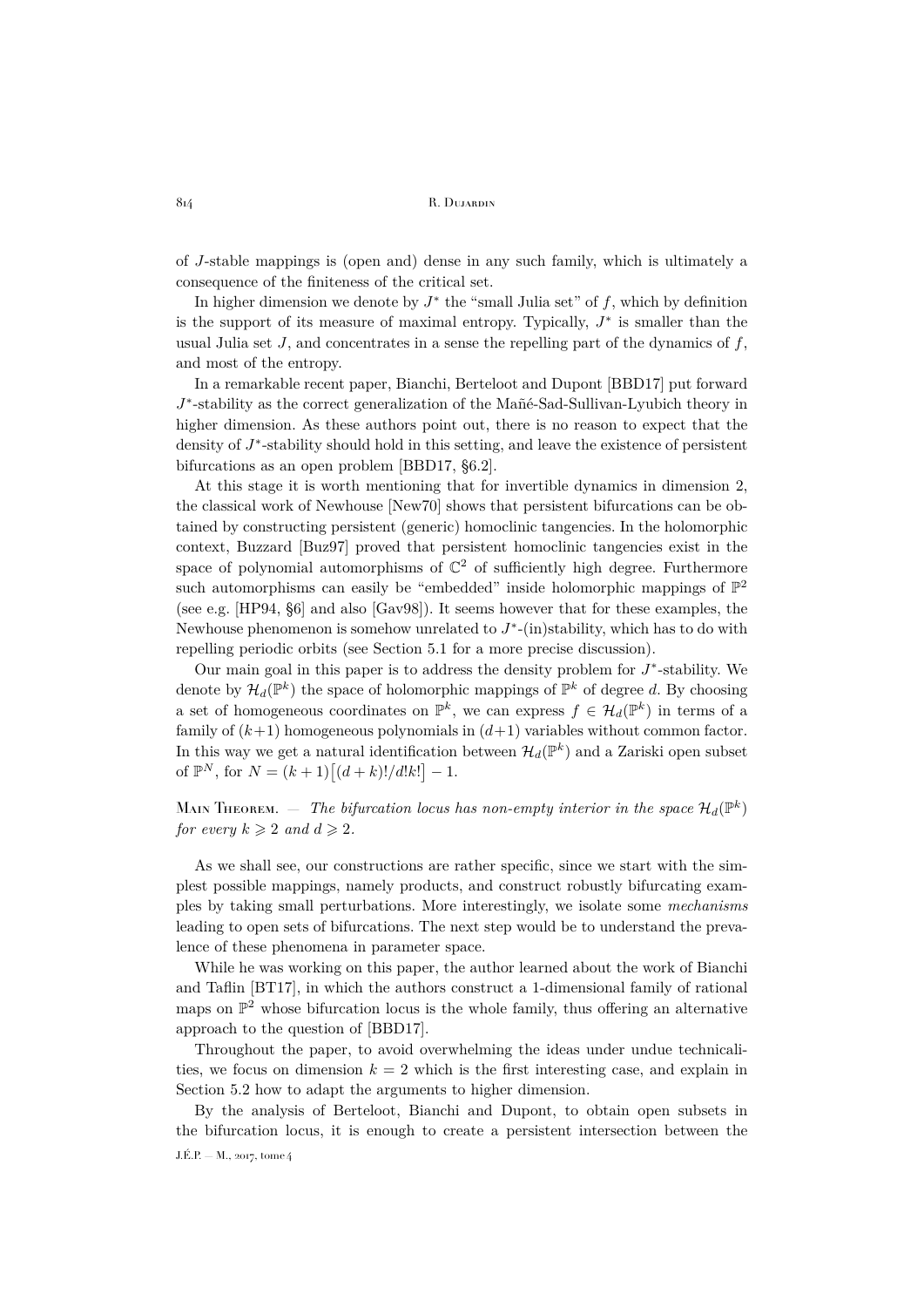of $J$-stable mappings is (open and) dense in any such family, which is ultimately a consequence of the finiteness of the critical set.

In higher dimension we denote by $J^*$ the "small Julia set" of $f$, which by definition is the support of its measure of maximal entropy. Typically, $J^*$ is smaller than the usual Julia set $J$, and concentrates in a sense the repelling part of the dynamics of $f$, and most of the entropy.

In a remarkable recent paper, Bianchi, Berteloot and Dupont [BBD17] put forward $J^*$-stability as the correct generalization of the Mañé-Sad-Sullivan-Lyubich theory in higher dimension. As these authors point out, there is no reason to expect that the density of $J^*$-stability should hold in this setting, and leave the existence of persistent bifurcations as an open problem [BBD17, §6.2].

At this stage it is worth mentioning that for invertible dynamics in dimension 2, the classical work of Newhouse [New70] shows that persistent bifurcations can be obtained by constructing persistent (generic) homoclinic tangencies. In the holomorphic context, Buzzard [Buz97] proved that persistent homoclinic tangencies exist in the space of polynomial automorphisms of $\mathbb{C}^2$ of sufficiently high degree. Furthermore such automorphisms can easily be "embedded" inside holomorphic mappings of $\mathbb{P}^2$ (see e.g. [HP94, §6] and also [Gav98]). It seems however that for these examples, the Newhouse phenomenon is somehow unrelated to $J^*$-(in)stability, which has to do with repelling periodic orbits (see Section 5.1 for a more precise discussion).

Our main goal in this paper is to address the density problem for $J^*$-stability. We denote by $\mathcal{H}_d(\mathbb{P}^k)$ the space of holomorphic mappings of $\mathbb{P}^k$ of degree $d$. By choosing a set of homogeneous coordinates on $\mathbb{P}^k$, we can express $f \in \mathcal{H}_d(\mathbb{P}^k)$ in terms of a family of $(k+1)$ homogeneous polynomials in $(d+1)$ variables without common factor. In this way we get a natural identification between $\mathcal{H}_d(\mathbb{P}^k)$ and a Zariski open subset of $\mathbb{P}^N$, for $N = (k+1)\big[(d+k)!/d!k!\big] - 1$.

Main Theorem. — *The bifurcation locus has non-empty interior in the space $\mathcal{H}_d(\mathbb{P}^k)$ for every $k \geqslant 2$ and $d \geqslant 2$.*

As we shall see, our constructions are rather specific, since we start with the simplest possible mappings, namely products, and construct robustly bifurcating examples by taking small perturbations. More interestingly, we isolate some *mechanisms* leading to open sets of bifurcations. The next step would be to understand the prevalence of these phenomena in parameter space.

While he was working on this paper, the author learned about the work of Bianchi and Taflin [BT17], in which the authors construct a 1-dimensional family of rational maps on $\mathbb{P}^2$ whose bifurcation locus is the whole family, thus offering an alternative approach to the question of [BBD17].

Throughout the paper, to avoid overwhelming the ideas under undue technicalities, we focus on dimension $k = 2$ which is the first interesting case, and explain in Section 5.2 how to adapt the arguments to higher dimension.

By the analysis of Berteloot, Bianchi and Dupont, to obtain open subsets in the bifurcation locus, it is enough to create a persistent intersection between the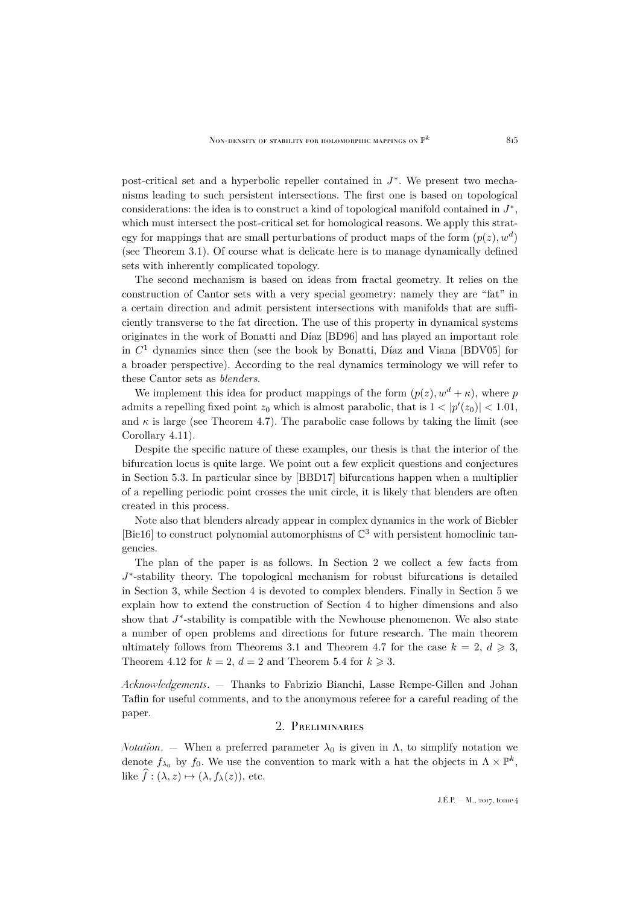post-critical set and a hyperbolic repeller contained in $J^*$. We present two mechanisms leading to such persistent intersections. The first one is based on topological considerations: the idea is to construct a kind of topological manifold contained in $J^*$, which must intersect the post-critical set for homological reasons. We apply this strategy for mappings that are small perturbations of product maps of the form $(p(z), w^d)$ (see Theorem 3.1). Of course what is delicate here is to manage dynamically defined sets with inherently complicated topology.

The second mechanism is based on ideas from fractal geometry. It relies on the construction of Cantor sets with a very special geometry: namely they are "fat" in a certain direction and admit persistent intersections with manifolds that are sufficiently transverse to the fat direction. The use of this property in dynamical systems originates in the work of Bonatti and Díaz [BD96] and has played an important role in $C^1$ dynamics since then (see the book by Bonatti, Díaz and Viana [BDV05] for a broader perspective). According to the real dynamics terminology we will refer to these Cantor sets as *blenders*.

We implement this idea for product mappings of the form $(p(z), w^d + \kappa)$, where $p$ admits a repelling fixed point $z_0$ which is almost parabolic, that is $1 < |p'(z_0)| < 1.01$, and $\kappa$ is large (see Theorem 4.7). The parabolic case follows by taking the limit (see Corollary 4.11).

Despite the specific nature of these examples, our thesis is that the interior of the bifurcation locus is quite large. We point out a few explicit questions and conjectures in Section 5.3. In particular since by [BBD17] bifurcations happen when a multiplier of a repelling periodic point crosses the unit circle, it is likely that blenders are often created in this process.

Note also that blenders already appear in complex dynamics in the work of Biebler [Bie16] to construct polynomial automorphisms of $\mathbb{C}^3$ with persistent homoclinic tangencies.

The plan of the paper is as follows. In Section 2 we collect a few facts from $J^*$-stability theory. The topological mechanism for robust bifurcations is detailed in Section 3, while Section 4 is devoted to complex blenders. Finally in Section 5 we explain how to extend the construction of Section 4 to higher dimensions and also show that $J^*$-stability is compatible with the Newhouse phenomenon. We also state a number of open problems and directions for future research. The main theorem ultimately follows from Theorems 3.1 and Theorem 4.7 for the case $k = 2$, $d \geqslant 3$, Theorem 4.12 for $k = 2$, $d = 2$ and Theorem 5.4 for $k \geqslant 3$.

*Acknowledgements*. — Thanks to Fabrizio Bianchi, Lasse Rempe-Gillen and Johan Taflin for useful comments, and to the anonymous referee for a careful reading of the paper.

## 2. Preliminaries

*Notation*. — When a preferred parameter $\lambda_0$ is given in $\Lambda$, to simplify notation we denote $f_{\lambda_0}$ by $f_0$. We use the convention to mark with a hat the objects in $\Lambda \times \mathbb{P}^k$, like $\widehat{f} : (\lambda, z) \mapsto (\lambda, f_\lambda(z))$, etc.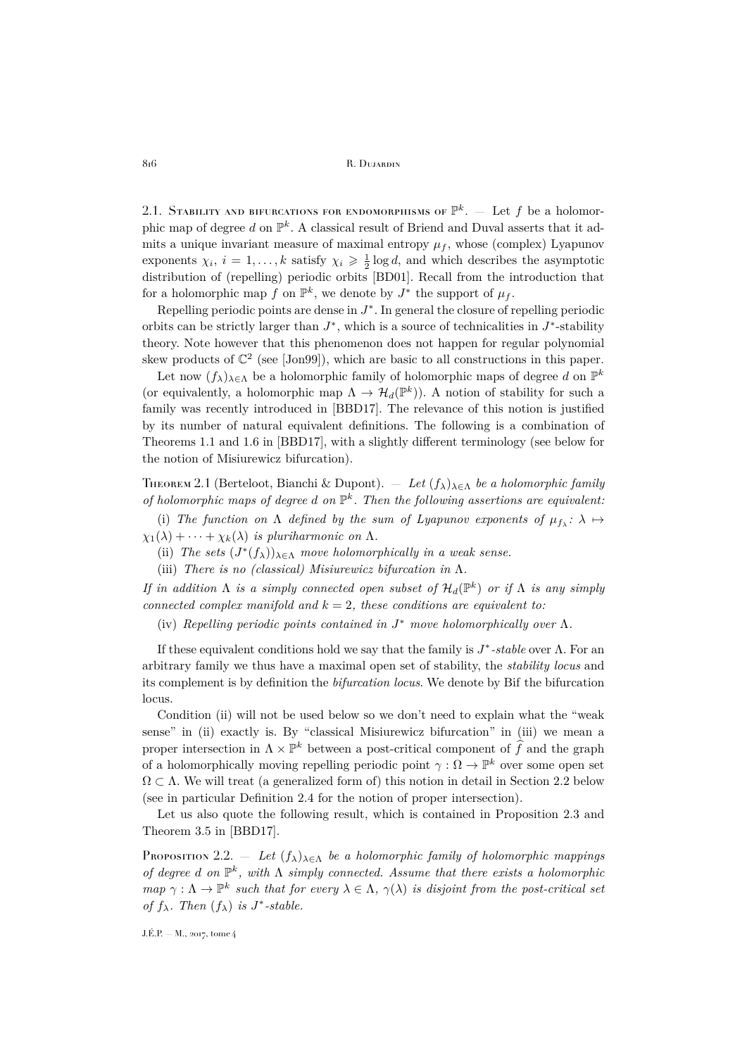2.1. Stability and bifurcations for endomorphisms of $\mathbb{P}^k$. — Let $f$ be a holomorphic map of degree $d$ on $\mathbb{P}^k$. A classical result of Briend and Duval asserts that it admits a unique invariant measure of maximal entropy $\mu_f$, whose (complex) Lyapunov exponents $\chi_i$, $i = 1, \ldots, k$ satisfy $\chi_i \geqslant \frac{1}{2}\log d$, and which describes the asymptotic distribution of (repelling) periodic orbits [BD01]. Recall from the introduction that for a holomorphic map $f$ on $\mathbb{P}^k$, we denote by $J^*$ the support of $\mu_f$.

Repelling periodic points are dense in $J^*$. In general the closure of repelling periodic orbits can be strictly larger than $J^*$, which is a source of technicalities in $J^*$-stability theory. Note however that this phenomenon does not happen for regular polynomial skew products of $\mathbb{C}^2$ (see [Jon99]), which are basic to all constructions in this paper.

Let now $(f_\lambda)_{\lambda\in\Lambda}$ be a holomorphic family of holomorphic maps of degree $d$ on $\mathbb{P}^k$ (or equivalently, a holomorphic map $\Lambda \to \mathcal{H}_d(\mathbb{P}^k)$). A notion of stability for such a family was recently introduced in [BBD17]. The relevance of this notion is justified by its number of natural equivalent definitions. The following is a combination of Theorems 1.1 and 1.6 in [BBD17], with a slightly different terminology (see below for the notion of Misiurewicz bifurcation).

Theorem 2.1 (Berteloot, Bianchi & Dupont). — *Let $(f_\lambda)_{\lambda\in\Lambda}$ be a holomorphic family of holomorphic maps of degree $d$ on $\mathbb{P}^k$. Then the following assertions are equivalent:*

(i) *The function on $\Lambda$ defined by the sum of Lyapunov exponents of $\mu_{f_\lambda}$: $\lambda \mapsto \chi_1(\lambda) + \cdots + \chi_k(\lambda)$ is pluriharmonic on $\Lambda$.*

(ii) *The sets $(J^*(f_\lambda))_{\lambda\in\Lambda}$ move holomorphically in a weak sense.*

(iii) *There is no (classical) Misiurewicz bifurcation in $\Lambda$.*

*If in addition $\Lambda$ is a simply connected open subset of $\mathcal{H}_d(\mathbb{P}^k)$ or if $\Lambda$ is any simply connected complex manifold and $k = 2$, these conditions are equivalent to:*

(iv) *Repelling periodic points contained in $J^*$ move holomorphically over $\Lambda$.*

If these equivalent conditions hold we say that the family is *$J^*$-stable* over $\Lambda$. For an arbitrary family we thus have a maximal open set of stability, the *stability locus* and its complement is by definition the *bifurcation locus*. We denote by Bif the bifurcation locus.

Condition (ii) will not be used below so we don't need to explain what the "weak sense" in (ii) exactly is. By "classical Misiurewicz bifurcation" in (iii) we mean a proper intersection in $\Lambda \times \mathbb{P}^k$ between a post-critical component of $\widehat{f}$ and the graph of a holomorphically moving repelling periodic point $\gamma : \Omega \to \mathbb{P}^k$ over some open set $\Omega \subset \Lambda$. We will treat (a generalized form of) this notion in detail in Section 2.2 below (see in particular Definition 2.4 for the notion of proper intersection).

Let us also quote the following result, which is contained in Proposition 2.3 and Theorem 3.5 in [BBD17].

Proposition 2.2. — *Let $(f_\lambda)_{\lambda\in\Lambda}$ be a holomorphic family of holomorphic mappings of degree $d$ on $\mathbb{P}^k$, with $\Lambda$ simply connected. Assume that there exists a holomorphic map $\gamma : \Lambda \to \mathbb{P}^k$ such that for every $\lambda \in \Lambda$, $\gamma(\lambda)$ is disjoint from the post-critical set of $f_\lambda$. Then $(f_\lambda)$ is $J^*$-stable.*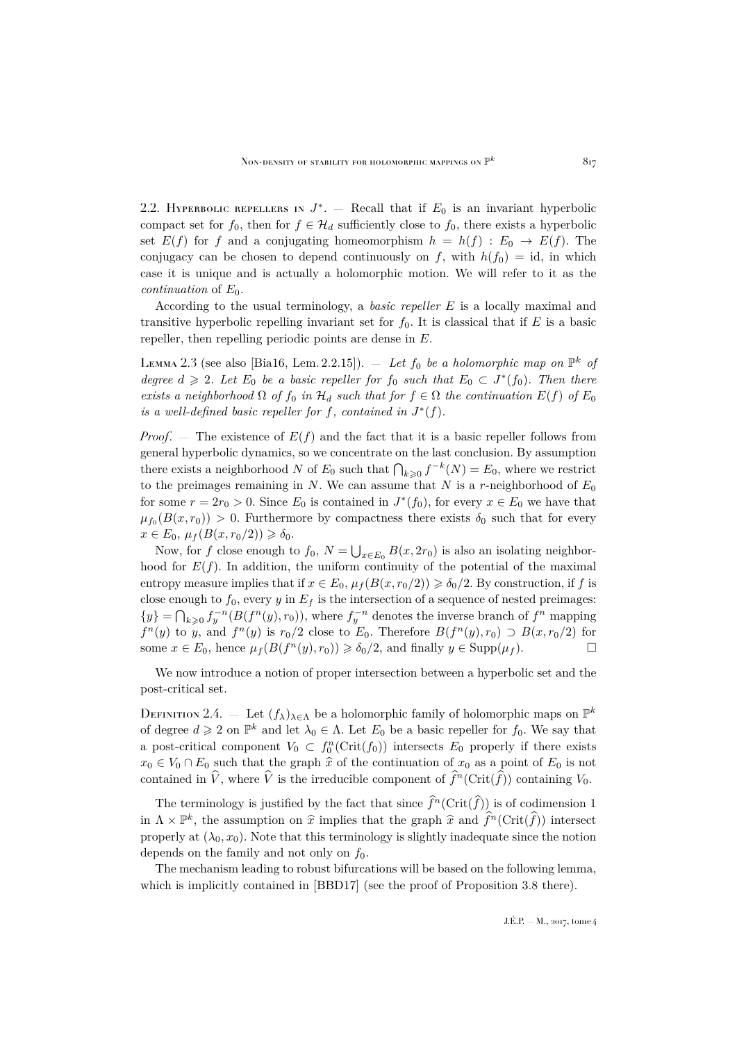### 2.2. Hyperbolic repellers in $J^*$.

— Recall that if $E_0$ is an invariant hyperbolic compact set for $f_0$, then for $f \in \mathcal{H}_d$ sufficiently close to $f_0$, there exists a hyperbolic set $E(f)$ for $f$ and a conjugating homeomorphism $h = h(f) : E_0 \to E(f)$. The conjugacy can be chosen to depend continuously on $f$, with $h(f_0) = \mathrm{id}$, in which case it is unique and is actually a holomorphic motion. We will refer to it as the *continuation* of $E_0$.

According to the usual terminology, a *basic repeller* $E$ is a locally maximal and transitive hyperbolic repelling invariant set for $f_0$. It is classical that if $E$ is a basic repeller, then repelling periodic points are dense in $E$.

Lemma 2.3 (see also [Bia16, Lem. 2.2.15]). — *Let $f_0$ be a holomorphic map on $\mathbb{P}^k$ of degree $d \geqslant 2$. Let $E_0$ be a basic repeller for $f_0$ such that $E_0 \subset J^*(f_0)$. Then there exists a neighborhood $\Omega$ of $f_0$ in $\mathcal{H}_d$ such that for $f \in \Omega$ the continuation $E(f)$ of $E_0$ is a well-defined basic repeller for $f$, contained in $J^*(f)$.*

*Proof*. — The existence of $E(f)$ and the fact that it is a basic repeller follows from general hyperbolic dynamics, so we concentrate on the last conclusion. By assumption there exists a neighborhood $N$ of $E_0$ such that $\bigcap_{k\geqslant 0} f^{-k}(N) = E_0$, where we restrict to the preimages remaining in $N$. We can assume that $N$ is a $r$-neighborhood of $E_0$ for some $r = 2r_0 > 0$. Since $E_0$ is contained in $J^*(f_0)$, for every $x \in E_0$ we have that $\mu_{f_0}(B(x, r_0)) > 0$. Furthermore by compactness there exists $\delta_0$ such that for every $x \in E_0$, $\mu_f(B(x, r_0/2)) \geqslant \delta_0$.

Now, for $f$ close enough to $f_0$, $N = \bigcup_{x\in E_0} B(x, 2r_0)$ is also an isolating neighborhood for $E(f)$. In addition, the uniform continuity of the potential of the maximal entropy measure implies that if $x \in E_0$, $\mu_f(B(x, r_0/2)) \geqslant \delta_0/2$. By construction, if $f$ is close enough to $f_0$, every $y$ in $E_f$ is the intersection of a sequence of nested preimages: $\{y\} = \bigcap_{k\geqslant 0} f_y^{-n}(B(f^n(y), r_0))$, where $f_y^{-n}$ denotes the inverse branch of $f^n$ mapping $f^n(y)$ to $y$, and $f^n(y)$ is $r_0/2$ close to $E_0$. Therefore $B(f^n(y), r_0) \supset B(x, r_0/2)$ for some $x \in E_0$, hence $\mu_f(B(f^n(y), r_0)) \geqslant \delta_0/2$, and finally $y \in \mathrm{Supp}(\mu_f)$. $\square$

We now introduce a notion of proper intersection between a hyperbolic set and the post-critical set.

Definition 2.4. — Let $(f_\lambda)_{\lambda\in\Lambda}$ be a holomorphic family of holomorphic maps on $\mathbb{P}^k$ of degree $d \geqslant 2$ on $\mathbb{P}^k$ and let $\lambda_0 \in \Lambda$. Let $E_0$ be a basic repeller for $f_0$. We say that a post-critical component $V_0 \subset f_0^n(\mathrm{Crit}(f_0))$ intersects $E_0$ properly if there exists $x_0 \in V_0 \cap E_0$ such that the graph $\widehat{x}$ of the continuation of $x_0$ as a point of $E_0$ is not contained in $\widehat{V}$, where $\widehat{V}$ is the irreducible component of $\widehat{f}^n(\mathrm{Crit}(\widehat{f}))$ containing $V_0$.

The terminology is justified by the fact that since $\widehat{f}^n(\mathrm{Crit}(\widehat{f}))$ is of codimension 1 in $\Lambda \times \mathbb{P}^k$, the assumption on $\widehat{x}$ implies that the graph $\widehat{x}$ and $\widehat{f}^n(\mathrm{Crit}(\widehat{f}))$ intersect properly at $(\lambda_0, x_0)$. Note that this terminology is slightly inadequate since the notion depends on the family and not only on $f_0$.

The mechanism leading to robust bifurcations will be based on the following lemma, which is implicitly contained in [BBD17] (see the proof of Proposition 3.8 there).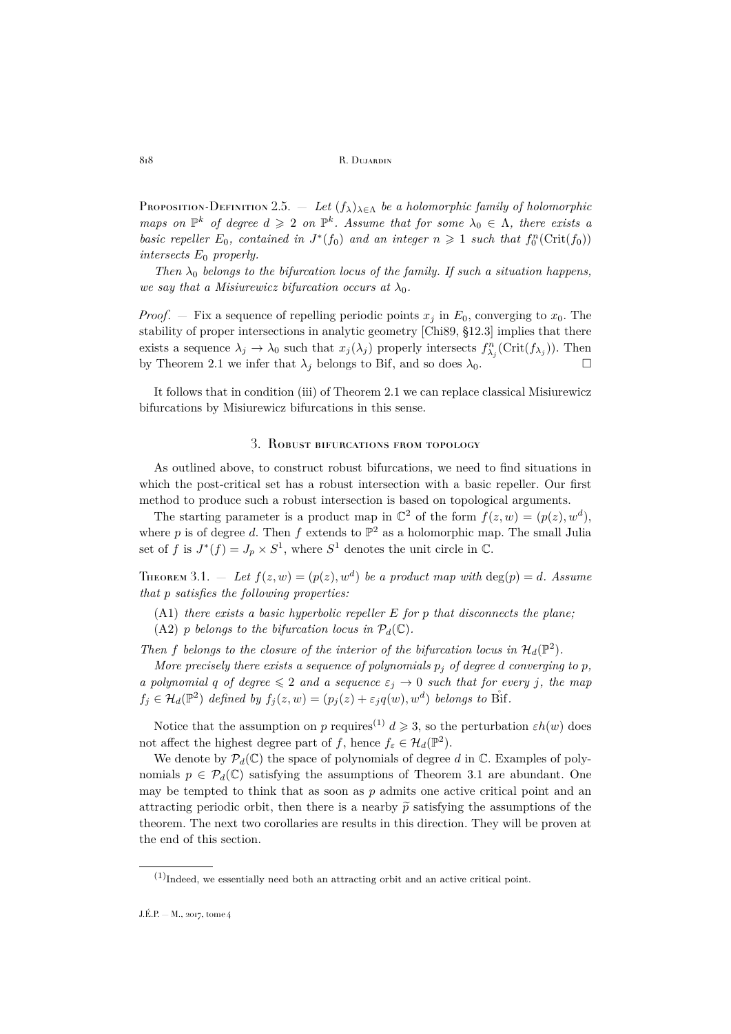**Proposition-Definition 2.5.** — *Let $(f_\lambda)_{\lambda\in\Lambda}$ be a holomorphic family of holomorphic maps on $\mathbb{P}^k$ of degree $d \geqslant 2$ on $\mathbb{P}^k$. Assume that for some $\lambda_0 \in \Lambda$, there exists a basic repeller $E_0$, contained in $J^*(f_0)$ and an integer $n \geqslant 1$ such that $f_0^n(\mathrm{Crit}(f_0))$ intersects $E_0$ properly.*

*Then $\lambda_0$ belongs to the bifurcation locus of the family. If such a situation happens, we say that a Misiurewicz bifurcation occurs at $\lambda_0$.*

*Proof*. — Fix a sequence of repelling periodic points $x_j$ in $E_0$, converging to $x_0$. The stability of proper intersections in analytic geometry [Chi89, §12.3] implies that there exists a sequence $\lambda_j \to \lambda_0$ such that $x_j(\lambda_j)$ properly intersects $f^n_{\lambda_j}(\mathrm{Crit}(f_{\lambda_j}))$. Then by Theorem 2.1 we infer that $\lambda_j$ belongs to Bif, and so does $\lambda_0$. $\square$

It follows that in condition (iii) of Theorem 2.1 we can replace classical Misiurewicz bifurcations by Misiurewicz bifurcations in this sense.

## 3. Robust bifurcations from topology

As outlined above, to construct robust bifurcations, we need to find situations in which the post-critical set has a robust intersection with a basic repeller. Our first method to produce such a robust intersection is based on topological arguments.

The starting parameter is a product map in $\mathbb{C}^2$ of the form $f(z, w) = (p(z), w^d)$, where $p$ is of degree $d$. Then $f$ extends to $\mathbb{P}^2$ as a holomorphic map. The small Julia set of $f$ is $J^*(f) = J_p \times S^1$, where $S^1$ denotes the unit circle in $\mathbb{C}$.

**Theorem 3.1.** — *Let $f(z, w) = (p(z), w^d)$ be a product map with $\deg(p) = d$. Assume that $p$ satisfies the following properties:*

(A1) *there exists a basic hyperbolic repeller $E$ for $p$ that disconnects the plane;*
(A2) *$p$ belongs to the bifurcation locus in $\mathcal{P}_d(\mathbb{C})$.*

*Then $f$ belongs to the closure of the interior of the bifurcation locus in $\mathcal{H}_d(\mathbb{P}^2)$.*

*More precisely there exists a sequence of polynomials $p_j$ of degree $d$ converging to $p$, a polynomial $q$ of degree $\leqslant 2$ and a sequence $\varepsilon_j \to 0$ such that for every $j$, the map $f_j \in \mathcal{H}_d(\mathbb{P}^2)$ defined by $f_j(z, w) = (p_j(z) + \varepsilon_j q(w), w^d)$ belongs to $\mathring{\mathrm{Bif}}$.*

Notice that the assumption on $p$ requires[1] $d \geqslant 3$, so the perturbation $\varepsilon h(w)$ does not affect the highest degree part of $f$, hence $f_\varepsilon \in \mathcal{H}_d(\mathbb{P}^2)$.

We denote by $\mathcal{P}_d(\mathbb{C})$ the space of polynomials of degree $d$ in $\mathbb{C}$. Examples of polynomials $p \in \mathcal{P}_d(\mathbb{C})$ satisfying the assumptions of Theorem 3.1 are abundant. One may be tempted to think that as soon as $p$ admits one active critical point and an attracting periodic orbit, then there is a nearby $\widetilde{p}$ satisfying the assumptions of the theorem. The next two corollaries are results in this direction. They will be proven at the end of this section.

[1] Indeed, we essentially need both an attracting orbit and an active critical point.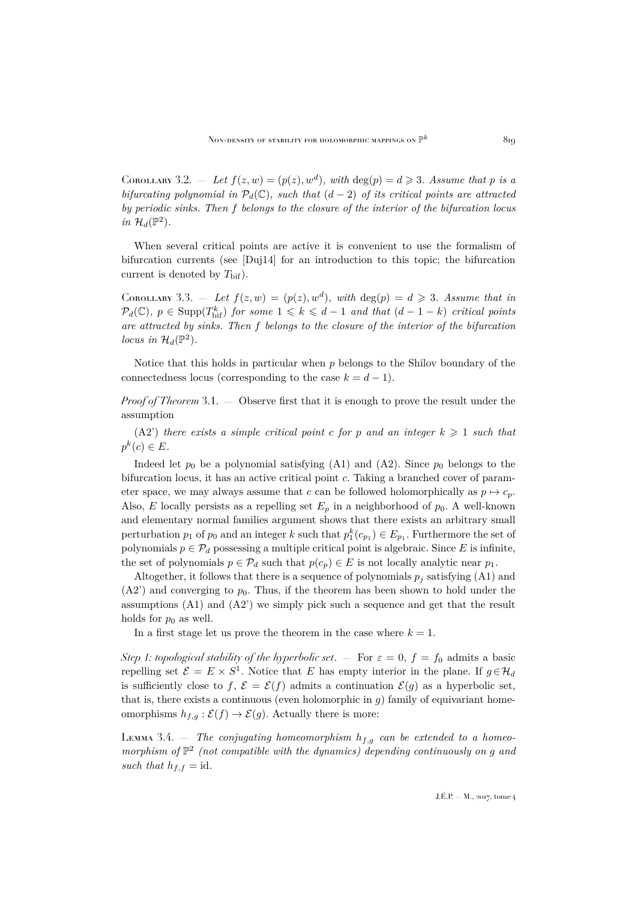Corollary 3.2. — *Let $f(z,w) = (p(z), w^d)$, with $\deg(p) = d \geqslant 3$. Assume that $p$ is a bifurcating polynomial in $\mathcal{P}_d(\mathbb{C})$, such that $(d-2)$ of its critical points are attracted by periodic sinks. Then $f$ belongs to the closure of the interior of the bifurcation locus in $\mathcal{H}_d(\mathbb{P}^2)$.*

When several critical points are active it is convenient to use the formalism of bifurcation currents (see [Duj14] for an introduction to this topic; the bifurcation current is denoted by $T_{\rm bif}$).

Corollary 3.3. — *Let $f(z,w) = (p(z), w^d)$, with $\deg(p) = d \geqslant 3$. Assume that in $\mathcal{P}_d(\mathbb{C})$, $p \in \operatorname{Supp}(T_{\rm bif}^k)$ for some $1 \leqslant k \leqslant d-1$ and that $(d-1-k)$ critical points are attracted by sinks. Then $f$ belongs to the closure of the interior of the bifurcation locus in $\mathcal{H}_d(\mathbb{P}^2)$.*

Notice that this holds in particular when $p$ belongs to the Shilov boundary of the connectedness locus (corresponding to the case $k = d-1$).

*Proof of Theorem* 3.1. — Observe first that it is enough to prove the result under the assumption

(A2') *there exists a simple critical point $c$ for $p$ and an integer $k \geqslant 1$ such that $p^k(c) \in E$.*

Indeed let $p_0$ be a polynomial satisfying (A1) and (A2). Since $p_0$ belongs to the bifurcation locus, it has an active critical point $c$. Taking a branched cover of parameter space, we may always assume that $c$ can be followed holomorphically as $p \mapsto c_p$. Also, $E$ locally persists as a repelling set $E_p$ in a neighborhood of $p_0$. A well-known and elementary normal families argument shows that there exists an arbitrary small perturbation $p_1$ of $p_0$ and an integer $k$ such that $p_1^k(c_{p_1}) \in E_{p_1}$. Furthermore the set of polynomials $p \in \mathcal{P}_d$ possessing a multiple critical point is algebraic. Since $E$ is infinite, the set of polynomials $p \in \mathcal{P}_d$ such that $p(c_p) \in E$ is not locally analytic near $p_1$.

Altogether, it follows that there is a sequence of polynomials $p_j$ satisfying (A1) and (A2') and converging to $p_0$. Thus, if the theorem has been shown to hold under the assumptions (A1) and (A2') we simply pick such a sequence and get that the result holds for $p_0$ as well.

In a first stage let us prove the theorem in the case where $k = 1$.

*Step 1: topological stability of the hyperbolic set.* — For $\varepsilon = 0$, $f = f_0$ admits a basic repelling set $\mathcal{E} = E \times S^1$. Notice that $E$ has empty interior in the plane. If $g \in \mathcal{H}_d$ is sufficiently close to $f$, $\mathcal{E} = \mathcal{E}(f)$ admits a continuation $\mathcal{E}(g)$ as a hyperbolic set, that is, there exists a continuous (even holomorphic in $g$) family of equivariant homeomorphisms $h_{f,g} : \mathcal{E}(f) \to \mathcal{E}(g)$. Actually there is more:

Lemma 3.4. — *The conjugating homeomorphism $h_{f,g}$ can be extended to a homeomorphism of $\mathbb{P}^2$ (not compatible with the dynamics) depending continuously on $g$ and such that $h_{f,f} = \mathrm{id}$.*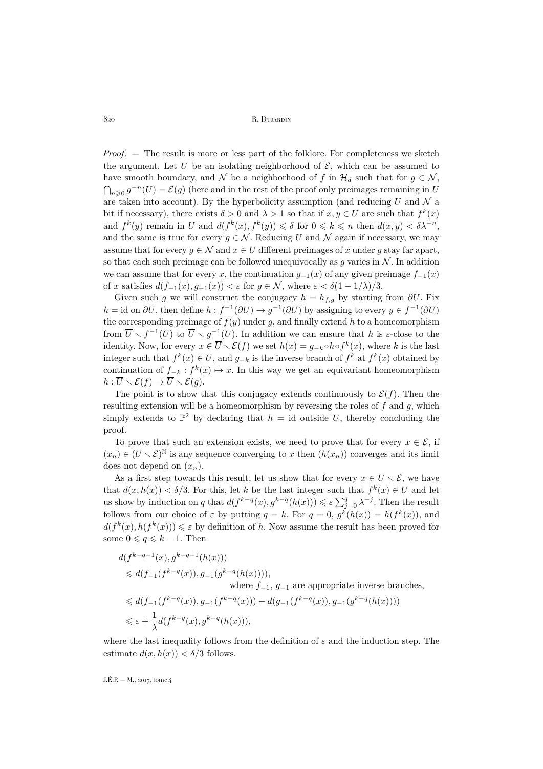*Proof*. — The result is more or less part of the folklore. For completeness we sketch the argument. Let $U$ be an isolating neighborhood of $\mathcal{E}$, which can be assumed to have smooth boundary, and $\mathcal{N}$ be a neighborhood of $f$ in $\mathcal{H}_d$ such that for $g \in \mathcal{N}$, $\bigcap_{n\geqslant 0} g^{-n}(U) = \mathcal{E}(g)$ (here and in the rest of the proof only preimages remaining in $U$ are taken into account). By the hyperbolicity assumption (and reducing $U$ and $\mathcal{N}$ a bit if necessary), there exists $\delta > 0$ and $\lambda > 1$ so that if $x, y \in U$ are such that $f^k(x)$ and $f^k(y)$ remain in $U$ and $d(f^k(x), f^k(y)) \leqslant \delta$ for $0 \leqslant k \leqslant n$ then $d(x, y) < \delta\lambda^{-n}$, and the same is true for every $g \in \mathcal{N}$. Reducing $U$ and $\mathcal{N}$ again if necessary, we may assume that for every $g \in \mathcal{N}$ and $x \in U$ different preimages of $x$ under $g$ stay far apart, so that each such preimage can be followed unequivocally as $g$ varies in $\mathcal{N}$. In addition we can assume that for every $x$, the continuation $g_{-1}(x)$ of any given preimage $f_{-1}(x)$ of $x$ satisfies $d(f_{-1}(x), g_{-1}(x)) < \varepsilon$ for $g \in \mathcal{N}$, where $\varepsilon < \delta(1 - 1/\lambda)/3$.

Given such $g$ we will construct the conjugacy $h = h_{f,g}$ by starting from $\partial U$. Fix $h = \mathrm{id}$ on $\partial U$, then define $h : f^{-1}(\partial U) \to g^{-1}(\partial U)$ by assigning to every $y \in f^{-1}(\partial U)$ the corresponding preimage of $f(y)$ under $g$, and finally extend $h$ to a homeomorphism from $\overline{U} \smallsetminus f^{-1}(U)$ to $\overline{U} \smallsetminus g^{-1}(U)$. In addition we can ensure that $h$ is $\varepsilon$-close to the identity. Now, for every $x \in \overline{U} \smallsetminus \mathcal{E}(f)$ we set $h(x) = g_{-k} \circ h \circ f^k(x)$, where $k$ is the last integer such that $f^k(x) \in U$, and $g_{-k}$ is the inverse branch of $f^k$ at $f^k(x)$ obtained by continuation of $f_{-k} : f^k(x) \mapsto x$. In this way we get an equivariant homeomorphism $h : \overline{U} \smallsetminus \mathcal{E}(f) \to \overline{U} \smallsetminus \mathcal{E}(g)$.

The point is to show that this conjugacy extends continuously to $\mathcal{E}(f)$. Then the resulting extension will be a homeomorphism by reversing the roles of $f$ and $g$, which simply extends to $\mathbb{P}^2$ by declaring that $h = \mathrm{id}$ outside $U$, thereby concluding the proof.

To prove that such an extension exists, we need to prove that for every $x \in \mathcal{E}$, if $(x_n) \in (U \smallsetminus \mathcal{E})^{\mathbb{N}}$ is any sequence converging to $x$ then $(h(x_n))$ converges and its limit does not depend on $(x_n)$.

As a first step towards this result, let us show that for every $x \in U \smallsetminus \mathcal{E}$, we have that $d(x, h(x)) < \delta/3$. For this, let $k$ be the last integer such that $f^k(x) \in U$ and let us show by induction on $q$ that $d(f^{k-q}(x), g^{k-q}(h(x))) \leqslant \varepsilon \sum_{j=0}^{q} \lambda^{-j}$. Then the result follows from our choice of $\varepsilon$ by putting $q = k$. For $q = 0$, $g^k(h(x)) = h(f^k(x))$, and $d(f^k(x), h(f^k(x))) \leqslant \varepsilon$ by definition of $h$. Now assume the result has been proved for some $0 \leqslant q \leqslant k-1$. Then

$$
\begin{aligned}
&d(f^{k-q-1}(x), g^{k-q-1}(h(x))) \\
&\quad\leqslant d(f_{-1}(f^{k-q}(x)), g_{-1}(g^{k-q}(h(x)))), \\
&\qquad\qquad\qquad\qquad \text{where } f_{-1},\ g_{-1} \text{ are appropriate inverse branches,} \\
&\quad\leqslant d(f_{-1}(f^{k-q}(x)), g_{-1}(f^{k-q}(x))) + d(g_{-1}(f^{k-q}(x)), g_{-1}(g^{k-q}(h(x)))) \\
&\quad\leqslant \varepsilon + \frac{1}{\lambda} d(f^{k-q}(x), g^{k-q}(h(x))),
\end{aligned}
$$

where the last inequality follows from the definition of $\varepsilon$ and the induction step. The estimate $d(x, h(x)) < \delta/3$ follows.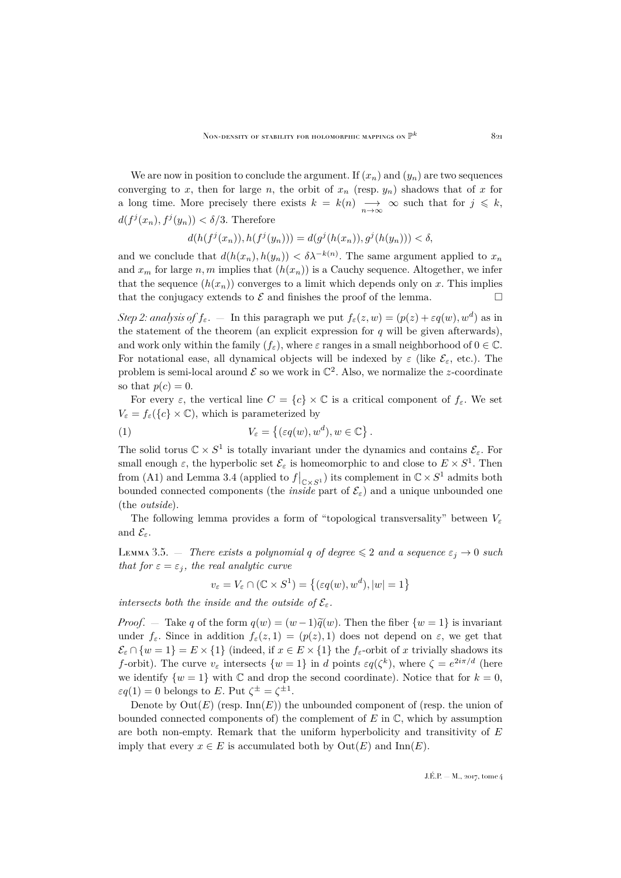We are now in position to conclude the argument. If $(x_n)$ and $(y_n)$ are two sequences converging to $x$, then for large $n$, the orbit of $x_n$ (resp. $y_n$) shadows that of $x$ for a long time. More precisely there exists $k = k(n) \underset{n\to\infty}{\longrightarrow} \infty$ such that for $j \leqslant k$, $d(f^j(x_n), f^j(y_n)) < \delta/3$. Therefore

$$d(h(f^j(x_n)), h(f^j(y_n))) = d(g^j(h(x_n)), g^j(h(y_n))) < \delta,$$

and we conclude that $d(h(x_n), h(y_n)) < \delta\lambda^{-k(n)}$. The same argument applied to $x_n$ and $x_m$ for large $n, m$ implies that $(h(x_n))$ is a Cauchy sequence. Altogether, we infer that the sequence $(h(x_n))$ converges to a limit which depends only on $x$. This implies that the conjugacy extends to $\mathcal{E}$ and finishes the proof of the lemma. $\square$

*Step 2: analysis of $f_\varepsilon$.* — In this paragraph we put $f_\varepsilon(z, w) = (p(z) + \varepsilon q(w), w^d)$ as in the statement of the theorem (an explicit expression for $q$ will be given afterwards), and work only within the family $(f_\varepsilon)$, where $\varepsilon$ ranges in a small neighborhood of $0 \in \mathbb{C}$. For notational ease, all dynamical objects will be indexed by $\varepsilon$ (like $\mathcal{E}_\varepsilon$, etc.). The problem is semi-local around $\mathcal{E}$ so we work in $\mathbb{C}^2$. Also, we normalize the $z$-coordinate so that $p(c) = 0$.

For every $\varepsilon$, the vertical line $C = \{c\} \times \mathbb{C}$ is a critical component of $f_\varepsilon$. We set $V_\varepsilon = f_\varepsilon(\{c\} \times \mathbb{C})$, which is parameterized by

$$V_\varepsilon = \left\{(\varepsilon q(w), w^d), w \in \mathbb{C}\right\}. \tag{1}$$

The solid torus $\mathbb{C} \times S^1$ is totally invariant under the dynamics and contains $\mathcal{E}_\varepsilon$. For small enough $\varepsilon$, the hyperbolic set $\mathcal{E}_\varepsilon$ is homeomorphic to and close to $E \times S^1$. Then from (A1) and Lemma 3.4 (applied to $f\big|_{\mathbb{C}\times S^1}$) its complement in $\mathbb{C} \times S^1$ admits both bounded connected components (the *inside* part of $\mathcal{E}_\varepsilon$) and a unique unbounded one (the *outside*).

The following lemma provides a form of "topological transversality" between $V_\varepsilon$ and $\mathcal{E}_\varepsilon$.

Lemma 3.5. — *There exists a polynomial $q$ of degree $\leqslant 2$ and a sequence $\varepsilon_j \to 0$ such that for $\varepsilon = \varepsilon_j$, the real analytic curve*

$$v_\varepsilon = V_\varepsilon \cap (\mathbb{C} \times S^1) = \left\{(\varepsilon q(w), w^d), |w| = 1\right\}$$

*intersects both the inside and the outside of $\mathcal{E}_\varepsilon$.*

*Proof.* — Take $q$ of the form $q(w) = (w-1)\widetilde{q}(w)$. Then the fiber $\{w = 1\}$ is invariant under $f_\varepsilon$. Since in addition $f_\varepsilon(z, 1) = (p(z), 1)$ does not depend on $\varepsilon$, we get that $\mathcal{E}_\varepsilon \cap \{w = 1\} = E \times \{1\}$ (indeed, if $x \in E \times \{1\}$ the $f_\varepsilon$-orbit of $x$ trivially shadows its $f$-orbit). The curve $v_\varepsilon$ intersects $\{w = 1\}$ in $d$ points $\varepsilon q(\zeta^k)$, where $\zeta = e^{2i\pi/d}$ (here we identify $\{w = 1\}$ with $\mathbb{C}$ and drop the second coordinate). Notice that for $k = 0$, $\varepsilon q(1) = 0$ belongs to $E$. Put $\zeta^\pm = \zeta^{\pm 1}$.

Denote by $\operatorname{Out}(E)$ (resp. $\operatorname{Inn}(E)$) the unbounded component of (resp. the union of bounded connected components of) the complement of $E$ in $\mathbb{C}$, which by assumption are both non-empty. Remark that the uniform hyperbolicity and transitivity of $E$ imply that every $x \in E$ is accumulated both by $\operatorname{Out}(E)$ and $\operatorname{Inn}(E)$.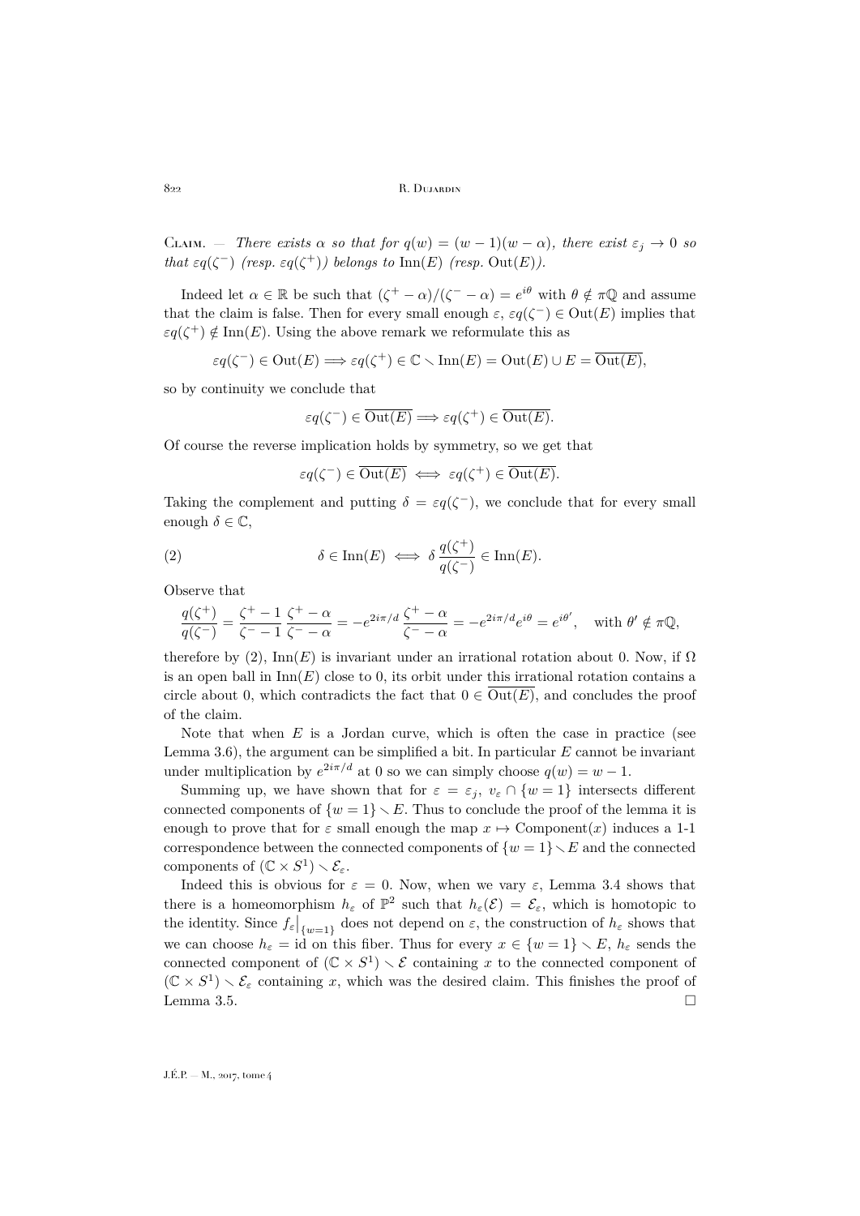Claim. — *There exists $\alpha$ so that for $q(w) = (w-1)(w-\alpha)$, there exist $\varepsilon_j \to 0$ so that $\varepsilon q(\zeta^-)$ (resp. $\varepsilon q(\zeta^+)$) belongs to $\mathrm{Inn}(E)$ (resp. $\mathrm{Out}(E)$).*

Indeed let $\alpha \in \mathbb{R}$ be such that $(\zeta^+ - \alpha)/(\zeta^- - \alpha) = e^{i\theta}$ with $\theta \notin \pi\mathbb{Q}$ and assume that the claim is false. Then for every small enough $\varepsilon$, $\varepsilon q(\zeta^-) \in \mathrm{Out}(E)$ implies that $\varepsilon q(\zeta^+) \notin \mathrm{Inn}(E)$. Using the above remark we reformulate this as

$$\varepsilon q(\zeta^-) \in \mathrm{Out}(E) \Longrightarrow \varepsilon q(\zeta^+) \in \mathbb{C} \smallsetminus \mathrm{Inn}(E) = \mathrm{Out}(E) \cup E = \overline{\mathrm{Out}(E)},$$

so by continuity we conclude that

$$\varepsilon q(\zeta^-) \in \overline{\mathrm{Out}(E)} \Longrightarrow \varepsilon q(\zeta^+) \in \overline{\mathrm{Out}(E)}.$$

Of course the reverse implication holds by symmetry, so we get that

$$\varepsilon q(\zeta^-) \in \overline{\mathrm{Out}(E)} \iff \varepsilon q(\zeta^+) \in \overline{\mathrm{Out}(E)}.$$

Taking the complement and putting $\delta = \varepsilon q(\zeta^-)$, we conclude that for every small enough $\delta \in \mathbb{C}$,

$$\delta \in \mathrm{Inn}(E) \iff \delta \frac{q(\zeta^+)}{q(\zeta^-)} \in \mathrm{Inn}(E). \tag{2}$$

Observe that

$$\frac{q(\zeta^+)}{q(\zeta^-)} = \frac{\zeta^+ - 1}{\zeta^- - 1} \frac{\zeta^+ - \alpha}{\zeta^- - \alpha} = -e^{2i\pi/d} \frac{\zeta^+ - \alpha}{\zeta^- - \alpha} = -e^{2i\pi/d} e^{i\theta} = e^{i\theta'}, \quad \text{with } \theta' \notin \pi\mathbb{Q},$$

therefore by (2), $\mathrm{Inn}(E)$ is invariant under an irrational rotation about 0. Now, if $\Omega$ is an open ball in $\mathrm{Inn}(E)$ close to 0, its orbit under this irrational rotation contains a circle about 0, which contradicts the fact that $0 \in \overline{\mathrm{Out}(E)}$, and concludes the proof of the claim.

Note that when $E$ is a Jordan curve, which is often the case in practice (see Lemma 3.6), the argument can be simplified a bit. In particular $E$ cannot be invariant under multiplication by $e^{2i\pi/d}$ at 0 so we can simply choose $q(w) = w - 1$.

Summing up, we have shown that for $\varepsilon = \varepsilon_j$, $v_\varepsilon \cap \{w = 1\}$ intersects different connected components of $\{w = 1\} \smallsetminus E$. Thus to conclude the proof of the lemma it is enough to prove that for $\varepsilon$ small enough the map $x \mapsto \mathrm{Component}(x)$ induces a 1-1 correspondence between the connected components of $\{w = 1\} \smallsetminus E$ and the connected components of $(\mathbb{C} \times S^1) \smallsetminus \mathcal{E}_\varepsilon$.

Indeed this is obvious for $\varepsilon = 0$. Now, when we vary $\varepsilon$, Lemma 3.4 shows that there is a homeomorphism $h_\varepsilon$ of $\mathbb{P}^2$ such that $h_\varepsilon(\mathcal{E}) = \mathcal{E}_\varepsilon$, which is homotopic to the identity. Since $f_\varepsilon\big|_{\{w=1\}}$ does not depend on $\varepsilon$, the construction of $h_\varepsilon$ shows that we can choose $h_\varepsilon = \mathrm{id}$ on this fiber. Thus for every $x \in \{w = 1\} \smallsetminus E$, $h_\varepsilon$ sends the connected component of $(\mathbb{C} \times S^1) \smallsetminus \mathcal{E}$ containing $x$ to the connected component of $(\mathbb{C} \times S^1) \smallsetminus \mathcal{E}_\varepsilon$ containing $x$, which was the desired claim. This finishes the proof of Lemma 3.5. $\square$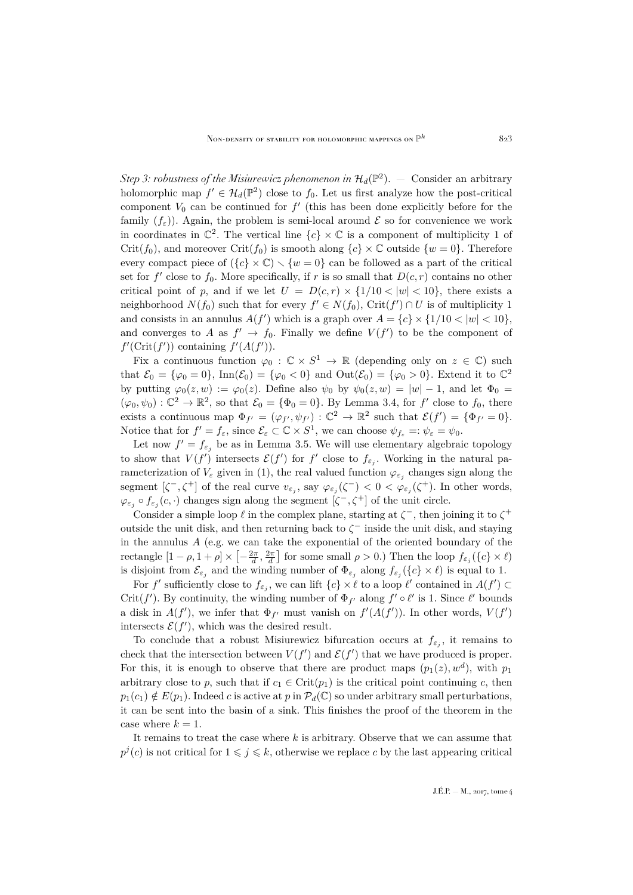*Step 3: robustness of the Misiurewicz phenomenon in $\mathcal{H}_d(\mathbb{P}^2)$.* — Consider an arbitrary holomorphic map $f' \in \mathcal{H}_d(\mathbb{P}^2)$ close to $f_0$. Let us first analyze how the post-critical component $V_0$ can be continued for $f'$ (this has been done explicitly before for the family $(f_\varepsilon)$). Again, the problem is semi-local around $\mathcal{E}$ so for convenience we work in coordinates in $\mathbb{C}^2$. The vertical line $\{c\} \times \mathbb{C}$ is a component of multiplicity 1 of $\operatorname{Crit}(f_0)$, and moreover $\operatorname{Crit}(f_0)$ is smooth along $\{c\} \times \mathbb{C}$ outside $\{w = 0\}$. Therefore every compact piece of $(\{c\} \times \mathbb{C}) \smallsetminus \{w = 0\}$ can be followed as a part of the critical set for $f'$ close to $f_0$. More specifically, if $r$ is so small that $D(c, r)$ contains no other critical point of $p$, and if we let $U = D(c, r) \times \{1/10 < |w| < 10\}$, there exists a neighborhood $N(f_0)$ such that for every $f' \in N(f_0)$, $\operatorname{Crit}(f') \cap U$ is of multiplicity 1 and consists in an annulus $A(f')$ which is a graph over $A = \{c\} \times \{1/10 < |w| < 10\}$, and converges to $A$ as $f' \to f_0$. Finally we define $V(f')$ to be the component of $f'(\operatorname{Crit}(f'))$ containing $f'(A(f'))$.

Fix a continuous function $\varphi_0 : \mathbb{C} \times S^1 \to \mathbb{R}$ (depending only on $z \in \mathbb{C}$) such that $\mathcal{E}_0 = \{\varphi_0 = 0\}$, $\operatorname{Inn}(\mathcal{E}_0) = \{\varphi_0 < 0\}$ and $\operatorname{Out}(\mathcal{E}_0) = \{\varphi_0 > 0\}$. Extend it to $\mathbb{C}^2$ by putting $\varphi_0(z, w) := \varphi_0(z)$. Define also $\psi_0$ by $\psi_0(z, w) = |w| - 1$, and let $\Phi_0 = (\varphi_0, \psi_0) : \mathbb{C}^2 \to \mathbb{R}^2$, so that $\mathcal{E}_0 = \{\Phi_0 = 0\}$. By Lemma 3.4, for $f'$ close to $f_0$, there exists a continuous map $\Phi_{f'} = (\varphi_{f'}, \psi_{f'}) : \mathbb{C}^2 \to \mathbb{R}^2$ such that $\mathcal{E}(f') = \{\Phi_{f'} = 0\}$. Notice that for $f' = f_\varepsilon$, since $\mathcal{E}_\varepsilon \subset \mathbb{C} \times S^1$, we can choose $\psi_{f_\varepsilon} =: \psi_\varepsilon = \psi_0$.

Let now $f' = f_{\varepsilon_j}$ be as in Lemma 3.5. We will use elementary algebraic topology to show that $V(f')$ intersects $\mathcal{E}(f')$ for $f'$ close to $f_{\varepsilon_j}$. Working in the natural parameterization of $V_\varepsilon$ given in (1), the real valued function $\varphi_{\varepsilon_j}$ changes sign along the segment $[\zeta^-, \zeta^+]$ of the real curve $v_{\varepsilon_j}$, say $\varphi_{\varepsilon_j}(\zeta^-) < 0 < \varphi_{\varepsilon_j}(\zeta^+)$. In other words, $\varphi_{\varepsilon_j} \circ f_{\varepsilon_j}(c, \cdot)$ changes sign along the segment $[\zeta^-, \zeta^+]$ of the unit circle.

Consider a simple loop $\ell$ in the complex plane, starting at $\zeta^-$, then joining it to $\zeta^+$ outside the unit disk, and then returning back to $\zeta^-$ inside the unit disk, and staying in the annulus $A$ (e.g. we can take the exponential of the oriented boundary of the rectangle $[1 - \rho, 1 + \rho] \times \left[-\frac{2\pi}{d}, \frac{2\pi}{d}\right]$ for some small $\rho > 0$.) Then the loop $f_{\varepsilon_j}(\{c\} \times \ell)$ is disjoint from $\mathcal{E}_{\varepsilon_j}$ and the winding number of $\Phi_{\varepsilon_j}$ along $f_{\varepsilon_j}(\{c\} \times \ell)$ is equal to 1.

For $f'$ sufficiently close to $f_{\varepsilon_j}$, we can lift $\{c\} \times \ell$ to a loop $\ell'$ contained in $A(f') \subset \operatorname{Crit}(f')$. By continuity, the winding number of $\Phi_{f'}$ along $f' \circ \ell'$ is 1. Since $\ell'$ bounds a disk in $A(f')$, we infer that $\Phi_{f'}$ must vanish on $f'(A(f'))$. In other words, $V(f')$ intersects $\mathcal{E}(f')$, which was the desired result.

To conclude that a robust Misiurewicz bifurcation occurs at $f_{\varepsilon_j}$, it remains to check that the intersection between $V(f')$ and $\mathcal{E}(f')$ that we have produced is proper. For this, it is enough to observe that there are product maps $(p_1(z), w^d)$, with $p_1$ arbitrary close to $p$, such that if $c_1 \in \operatorname{Crit}(p_1)$ is the critical point continuing $c$, then $p_1(c_1) \notin E(p_1)$. Indeed $c$ is active at $p$ in $\mathcal{P}_d(\mathbb{C})$ so under arbitrary small perturbations, it can be sent into the basin of a sink. This finishes the proof of the theorem in the case where $k = 1$.

It remains to treat the case where $k$ is arbitrary. Observe that we can assume that $p^j(c)$ is not critical for $1 \leqslant j \leqslant k$, otherwise we replace $c$ by the last appearing critical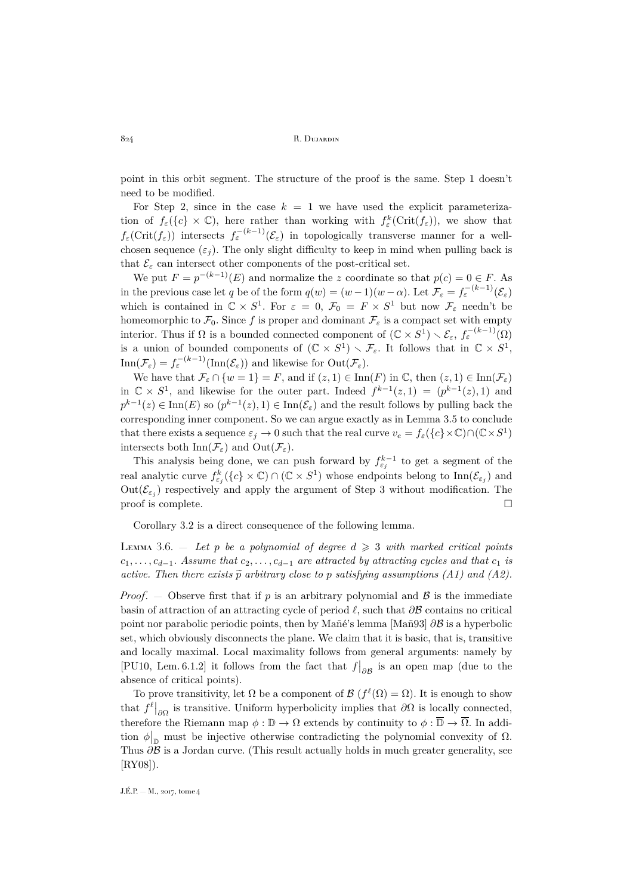point in this orbit segment. The structure of the proof is the same. Step 1 doesn't need to be modified.

For Step 2, since in the case $k = 1$ we have used the explicit parameterization of $f_\varepsilon(\{c\} \times \mathbb{C})$, here rather than working with $f_\varepsilon^k(\mathrm{Crit}(f_\varepsilon))$, we show that $f_\varepsilon(\mathrm{Crit}(f_\varepsilon))$ intersects $f_\varepsilon^{-(k-1)}(\mathcal{E}_\varepsilon)$ in topologically transverse manner for a well-chosen sequence $(\varepsilon_j)$. The only slight difficulty to keep in mind when pulling back is that $\mathcal{E}_\varepsilon$ can intersect other components of the post-critical set.

We put $F = p^{-(k-1)}(E)$ and normalize the $z$ coordinate so that $p(c) = 0 \in F$. As in the previous case let $q$ be of the form $q(w) = (w-1)(w-\alpha)$. Let $\mathcal{F}_\varepsilon = f_\varepsilon^{-(k-1)}(\mathcal{E}_\varepsilon)$ which is contained in $\mathbb{C} \times S^1$. For $\varepsilon = 0$, $\mathcal{F}_0 = F \times S^1$ but now $\mathcal{F}_\varepsilon$ needn't be homeomorphic to $\mathcal{F}_0$. Since $f$ is proper and dominant $\mathcal{F}_\varepsilon$ is a compact set with empty interior. Thus if $\Omega$ is a bounded connected component of $(\mathbb{C} \times S^1) \smallsetminus \mathcal{E}_\varepsilon$, $f_\varepsilon^{-(k-1)}(\Omega)$ is a union of bounded components of $(\mathbb{C} \times S^1) \smallsetminus \mathcal{F}_\varepsilon$. It follows that in $\mathbb{C} \times S^1$, $\mathrm{Inn}(\mathcal{F}_\varepsilon) = f_\varepsilon^{-(k-1)}(\mathrm{Inn}(\mathcal{E}_\varepsilon))$ and likewise for $\mathrm{Out}(\mathcal{F}_\varepsilon)$.

We have that $\mathcal{F}_\varepsilon \cap \{w = 1\} = F$, and if $(z, 1) \in \mathrm{Inn}(F)$ in $\mathbb{C}$, then $(z, 1) \in \mathrm{Inn}(\mathcal{F}_\varepsilon)$ in $\mathbb{C} \times S^1$, and likewise for the outer part. Indeed $f^{k-1}(z, 1) = (p^{k-1}(z), 1)$ and $p^{k-1}(z) \in \mathrm{Inn}(E)$ so $(p^{k-1}(z), 1) \in \mathrm{Inn}(\mathcal{E}_\varepsilon)$ and the result follows by pulling back the corresponding inner component. So we can argue exactly as in Lemma 3.5 to conclude that there exists a sequence $\varepsilon_j \to 0$ such that the real curve $v_e = f_\varepsilon(\{c\} \times \mathbb{C}) \cap (\mathbb{C} \times S^1)$ intersects both $\mathrm{Inn}(\mathcal{F}_\varepsilon)$ and $\mathrm{Out}(\mathcal{F}_\varepsilon)$.

This analysis being done, we can push forward by $f_{\varepsilon_j}^{k-1}$ to get a segment of the real analytic curve $f_{\varepsilon_j}^k(\{c\} \times \mathbb{C}) \cap (\mathbb{C} \times S^1)$ whose endpoints belong to $\mathrm{Inn}(\mathcal{E}_{\varepsilon_j})$ and $\mathrm{Out}(\mathcal{E}_{\varepsilon_j})$ respectively and apply the argument of Step 3 without modification. The proof is complete. $\square$

Corollary 3.2 is a direct consequence of the following lemma.

Lemma 3.6. — *Let $p$ be a polynomial of degree $d \geqslant 3$ with marked critical points $c_1, \ldots, c_{d-1}$. Assume that $c_2, \ldots, c_{d-1}$ are attracted by attracting cycles and that $c_1$ is active. Then there exists $\widetilde{p}$ arbitrary close to $p$ satisfying assumptions (A1) and (A2).*

*Proof*. — Observe first that if $p$ is an arbitrary polynomial and $\mathcal{B}$ is the immediate basin of attraction of an attracting cycle of period $\ell$, such that $\partial\mathcal{B}$ contains no critical point nor parabolic periodic points, then by Mañé's lemma [Mañ93] $\partial\mathcal{B}$ is a hyperbolic set, which obviously disconnects the plane. We claim that it is basic, that is, transitive and locally maximal. Local maximality follows from general arguments: namely by [PU10, Lem. 6.1.2] it follows from the fact that $f\big|_{\partial\mathcal{B}}$ is an open map (due to the absence of critical points).

To prove transitivity, let $\Omega$ be a component of $\mathcal{B}$ ($f^\ell(\Omega) = \Omega$). It is enough to show that $f^\ell\big|_{\partial\Omega}$ is transitive. Uniform hyperbolicity implies that $\partial\Omega$ is locally connected, therefore the Riemann map $\phi : \mathbb{D} \to \Omega$ extends by continuity to $\phi : \overline{\mathbb{D}} \to \overline{\Omega}$. In addition $\phi\big|_{\mathbb{D}}$ must be injective otherwise contradicting the polynomial convexity of $\Omega$. Thus $\partial\mathcal{B}$ is a Jordan curve. (This result actually holds in much greater generality, see [RY08]).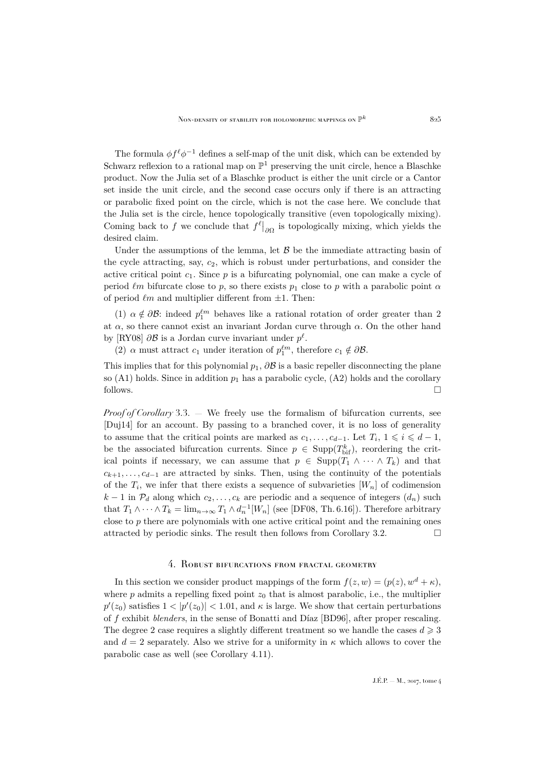The formula $\phi f^\ell \phi^{-1}$ defines a self-map of the unit disk, which can be extended by Schwarz reflexion to a rational map on $\mathbb{P}^1$ preserving the unit circle, hence a Blaschke product. Now the Julia set of a Blaschke product is either the unit circle or a Cantor set inside the unit circle, and the second case occurs only if there is an attracting or parabolic fixed point on the circle, which is not the case here. We conclude that the Julia set is the circle, hence topologically transitive (even topologically mixing). Coming back to $f$ we conclude that $f^\ell\big|_{\partial\Omega}$ is topologically mixing, which yields the desired claim.

Under the assumptions of the lemma, let $\mathcal{B}$ be the immediate attracting basin of the cycle attracting, say, $c_2$, which is robust under perturbations, and consider the active critical point $c_1$. Since $p$ is a bifurcating polynomial, one can make a cycle of period $\ell m$ bifurcate close to $p$, so there exists $p_1$ close to $p$ with a parabolic point $\alpha$ of period $\ell m$ and multiplier different from $\pm 1$. Then:

(1) $\alpha \notin \partial\mathcal{B}$: indeed $p_1^{\ell m}$ behaves like a rational rotation of order greater than 2 at $\alpha$, so there cannot exist an invariant Jordan curve through $\alpha$. On the other hand by [RY08] $\partial\mathcal{B}$ is a Jordan curve invariant under $p^\ell$.

(2) $\alpha$ must attract $c_1$ under iteration of $p_1^{\ell m}$, therefore $c_1 \notin \partial\mathcal{B}$.

This implies that for this polynomial $p_1$, $\partial\mathcal{B}$ is a basic repeller disconnecting the plane so (A1) holds. Since in addition $p_1$ has a parabolic cycle, (A2) holds and the corollary follows. □

*Proof of Corollary* 3.3. — We freely use the formalism of bifurcation currents, see [Duj14] for an account. By passing to a branched cover, it is no loss of generality to assume that the critical points are marked as $c_1, \ldots, c_{d-1}$. Let $T_i$, $1 \leqslant i \leqslant d-1$, be the associated bifurcation currents. Since $p \in \operatorname{Supp}(T^k_{\mathrm{bif}})$, reordering the critical points if necessary, we can assume that $p \in \operatorname{Supp}(T_1 \wedge \cdots \wedge T_k)$ and that $c_{k+1}, \ldots, c_{d-1}$ are attracted by sinks. Then, using the continuity of the potentials of the $T_i$, we infer that there exists a sequence of subvarieties $[W_n]$ of codimension $k-1$ in $\mathcal{P}_d$ along which $c_2, \ldots, c_k$ are periodic and a sequence of integers $(d_n)$ such that $T_1 \wedge \cdots \wedge T_k = \lim_{n\to\infty} T_1 \wedge d_n^{-1}[W_n]$ (see [DF08, Th. 6.16]). Therefore arbitrary close to $p$ there are polynomials with one active critical point and the remaining ones attracted by periodic sinks. The result then follows from Corollary 3.2. □

## 4. Robust bifurcations from fractal geometry

In this section we consider product mappings of the form $f(z, w) = (p(z), w^d + \kappa)$, where $p$ admits a repelling fixed point $z_0$ that is almost parabolic, i.e., the multiplier $p'(z_0)$ satisfies $1 < |p'(z_0)| < 1.01$, and $\kappa$ is large. We show that certain perturbations of $f$ exhibit *blenders*, in the sense of Bonatti and Díaz [BD96], after proper rescaling. The degree 2 case requires a slightly different treatment so we handle the cases $d \geqslant 3$ and $d = 2$ separately. Also we strive for a uniformity in $\kappa$ which allows to cover the parabolic case as well (see Corollary 4.11).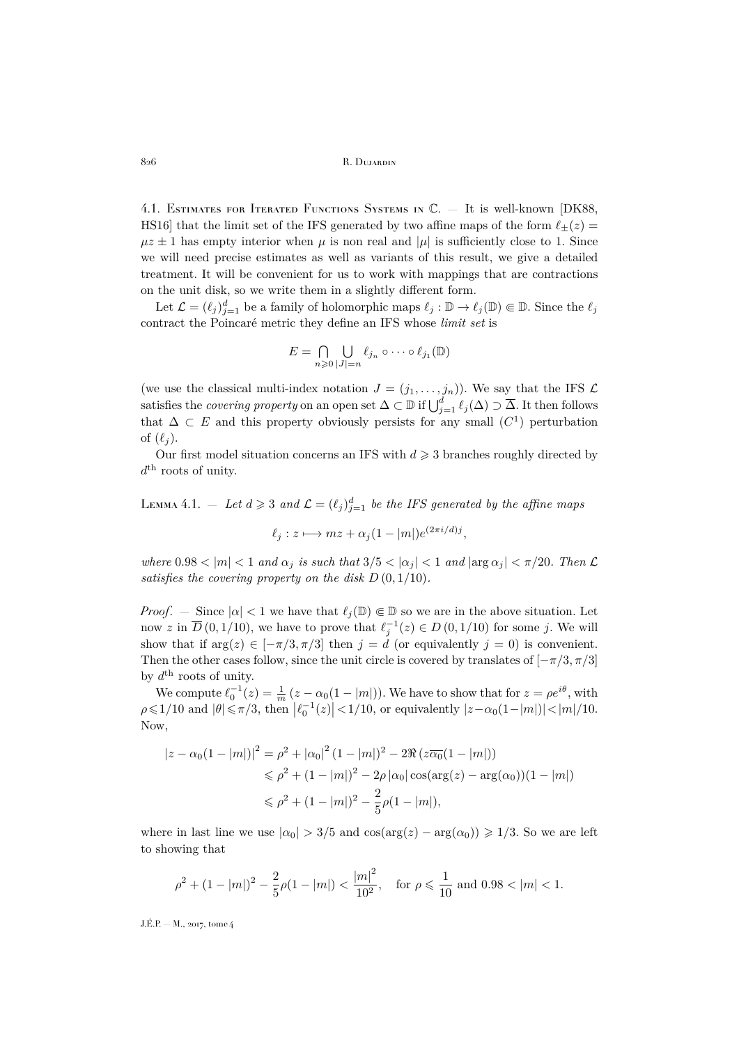4.1. Estimates for Iterated Functions Systems in $\mathbb{C}$. — It is well-known [DK88, HS16] that the limit set of the IFS generated by two affine maps of the form $\ell_\pm(z) = \mu z \pm 1$ has empty interior when $\mu$ is non real and $|\mu|$ is sufficiently close to 1. Since we will need precise estimates as well as variants of this result, we give a detailed treatment. It will be convenient for us to work with mappings that are contractions on the unit disk, so we write them in a slightly different form.

Let $\mathcal{L} = (\ell_j)_{j=1}^d$ be a family of holomorphic maps $\ell_j : \mathbb{D} \to \ell_j(\mathbb{D}) \Subset \mathbb{D}$. Since the $\ell_j$ contract the Poincaré metric they define an IFS whose *limit set* is

$$E = \bigcap_{n\geqslant 0} \bigcup_{|J|=n} \ell_{j_n} \circ \cdots \circ \ell_{j_1}(\mathbb{D})$$

(we use the classical multi-index notation $J = (j_1, \ldots, j_n)$). We say that the IFS $\mathcal{L}$ satisfies the *covering property* on an open set $\Delta \subset \mathbb{D}$ if $\bigcup_{j=1}^d \ell_j(\Delta) \supset \overline{\Delta}$. It then follows that $\Delta \subset E$ and this property obviously persists for any small ($C^1$) perturbation of $(\ell_j)$.

Our first model situation concerns an IFS with $d \geqslant 3$ branches roughly directed by $d^{\text{th}}$ roots of unity.

Lemma 4.1. — *Let $d \geqslant 3$ and $\mathcal{L} = (\ell_j)_{j=1}^d$ be the IFS generated by the affine maps*

$$\ell_j : z \longmapsto mz + \alpha_j(1 - |m|)e^{(2\pi i/d)j},$$

*where $0.98 < |m| < 1$ and $\alpha_j$ is such that $3/5 < |\alpha_j| < 1$ and $|\arg \alpha_j| < \pi/20$. Then $\mathcal{L}$ satisfies the covering property on the disk $D(0, 1/10)$.*

*Proof*. — Since $|\alpha| < 1$ we have that $\ell_j(\mathbb{D}) \Subset \mathbb{D}$ so we are in the above situation. Let now $z$ in $\overline{D}(0, 1/10)$, we have to prove that $\ell_j^{-1}(z) \in D(0, 1/10)$ for some $j$. We will show that if $\arg(z) \in [-\pi/3, \pi/3]$ then $j = d$ (or equivalently $j = 0$) is convenient. Then the other cases follow, since the unit circle is covered by translates of $[-\pi/3, \pi/3]$ by $d^{\text{th}}$ roots of unity.

We compute $\ell_0^{-1}(z) = \frac{1}{m}\left(z - \alpha_0(1 - |m|)\right)$. We have to show that for $z = \rho e^{i\theta}$, with $\rho \leqslant 1/10$ and $|\theta| \leqslant \pi/3$, then $\left|\ell_0^{-1}(z)\right| < 1/10$, or equivalently $|z - \alpha_0(1 - |m|)| < |m|/10$. Now,

$$\begin{aligned}
|z - \alpha_0(1 - |m|)|^2 &= \rho^2 + |\alpha_0|^2 (1 - |m|)^2 - 2\Re\left(z\overline{\alpha_0}(1 - |m|)\right) \\
&\leqslant \rho^2 + (1 - |m|)^2 - 2\rho\, |\alpha_0| \cos(\arg(z) - \arg(\alpha_0))(1 - |m|) \\
&\leqslant \rho^2 + (1 - |m|)^2 - \frac{2}{5}\rho(1 - |m|),
\end{aligned}$$

where in last line we use $|\alpha_0| > 3/5$ and $\cos(\arg(z) - \arg(\alpha_0)) \geqslant 1/3$. So we are left to showing that

$$\rho^2 + (1 - |m|)^2 - \frac{2}{5}\rho(1 - |m|) < \frac{|m|^2}{10^2}, \quad \text{for } \rho \leqslant \frac{1}{10} \text{ and } 0.98 < |m| < 1.$$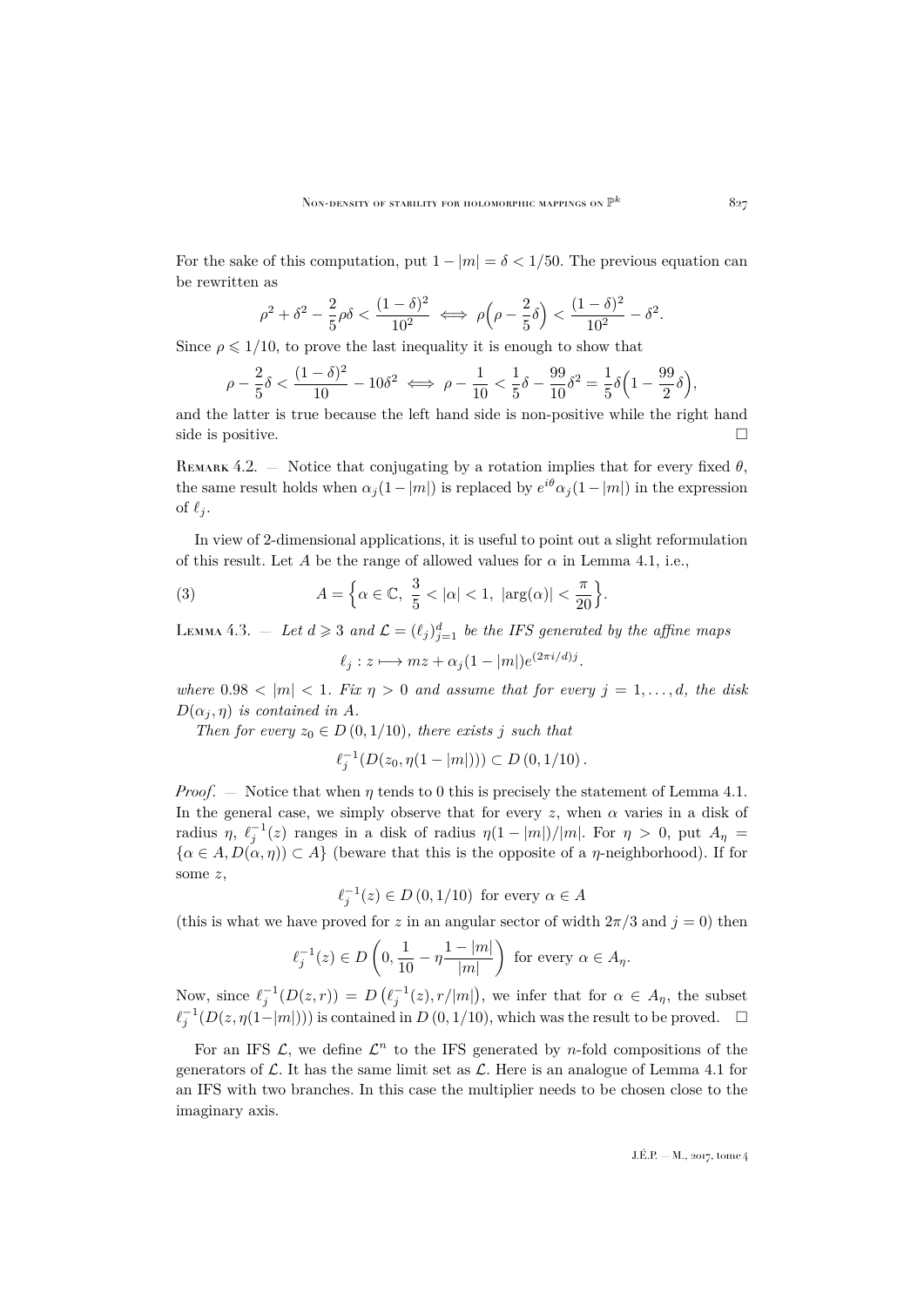For the sake of this computation, put $1-|m|=\delta<1/50$. The previous equation can be rewritten as

$$\rho^2+\delta^2-\frac{2}{5}\rho\delta<\frac{(1-\delta)^2}{10^2} \iff \rho\Big(\rho-\frac{2}{5}\delta\Big)<\frac{(1-\delta)^2}{10^2}-\delta^2.$$

Since $\rho\leqslant 1/10$, to prove the last inequality it is enough to show that

$$\rho-\frac{2}{5}\delta<\frac{(1-\delta)^2}{10}-10\delta^2 \iff \rho-\frac{1}{10}<\frac{1}{5}\delta-\frac{99}{10}\delta^2=\frac{1}{5}\delta\Big(1-\frac{99}{2}\delta\Big),$$

and the latter is true because the left hand side is non-positive while the right hand side is positive. $\square$

Remark 4.2. — Notice that conjugating by a rotation implies that for every fixed $\theta$, the same result holds when $\alpha_j(1-|m|)$ is replaced by $e^{i\theta}\alpha_j(1-|m|)$ in the expression of $\ell_j$.

In view of 2-dimensional applications, it is useful to point out a slight reformulation of this result. Let $A$ be the range of allowed values for $\alpha$ in Lemma 4.1, i.e.,

$$A=\Big\{\alpha\in\mathbb{C},\ \frac{3}{5}<|\alpha|<1,\ |\arg(\alpha)|<\frac{\pi}{20}\Big\}. \tag{3}$$

Lemma 4.3. — *Let $d\geqslant 3$ and $\mathcal{L}=(\ell_j)_{j=1}^d$ be the IFS generated by the affine maps*

$$\ell_j: z\longmapsto mz+\alpha_j(1-|m|)e^{(2\pi i/d)j}.$$

*where $0.98<|m|<1$. Fix $\eta>0$ and assume that for every $j=1,\dots,d$, the disk $D(\alpha_j,\eta)$ is contained in $A$.*

*Then for every $z_0\in D(0,1/10)$, there exists $j$ such that*

$$\ell_j^{-1}(D(z_0,\eta(1-|m|)))\subset D(0,1/10).$$

*Proof*. — Notice that when $\eta$ tends to 0 this is precisely the statement of Lemma 4.1. In the general case, we simply observe that for every $z$, when $\alpha$ varies in a disk of radius $\eta$, $\ell_j^{-1}(z)$ ranges in a disk of radius $\eta(1-|m|)/|m|$. For $\eta>0$, put $A_\eta=\{\alpha\in A, D(\alpha,\eta))\subset A\}$ (beware that this is the opposite of a $\eta$-neighborhood). If for some $z$,

$$\ell_j^{-1}(z)\in D(0,1/10) \text{ for every } \alpha\in A$$

(this is what we have proved for $z$ in an angular sector of width $2\pi/3$ and $j=0$) then

$$\ell_j^{-1}(z)\in D\left(0,\frac{1}{10}-\eta\frac{1-|m|}{|m|}\right) \text{ for every } \alpha\in A_\eta.$$

Now, since $\ell_j^{-1}(D(z,r))=D\left(\ell_j^{-1}(z),r/|m|\right)$, we infer that for $\alpha\in A_\eta$, the subset $\ell_j^{-1}(D(z,\eta(1-|m|)))$ is contained in $D(0,1/10)$, which was the result to be proved. $\square$

For an IFS $\mathcal{L}$, we define $\mathcal{L}^n$ to the IFS generated by $n$-fold compositions of the generators of $\mathcal{L}$. It has the same limit set as $\mathcal{L}$. Here is an analogue of Lemma 4.1 for an IFS with two branches. In this case the multiplier needs to be chosen close to the imaginary axis.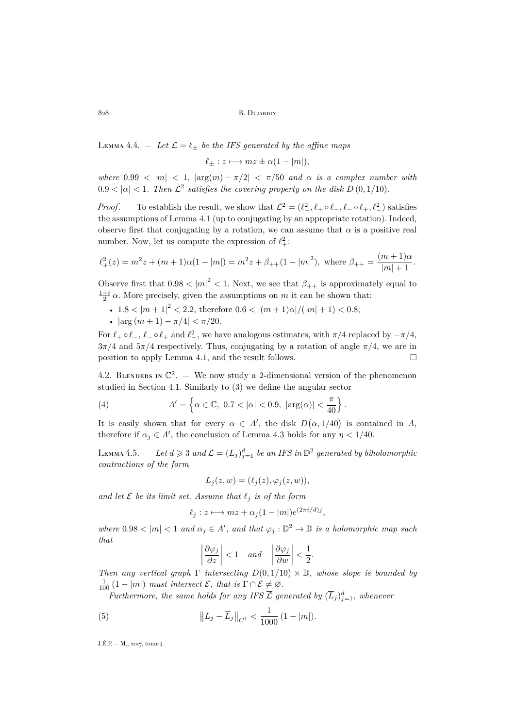Lemma 4.4. — *Let $\mathcal{L} = \ell_\pm$ be the IFS generated by the affine maps*

$$\ell_\pm : z \longmapsto mz \pm \alpha(1-|m|),$$

*where $0.99 < |m| < 1$, $|\arg(m) - \pi/2| < \pi/50$ and $\alpha$ is a complex number with $0.9 < |\alpha| < 1$. Then $\mathcal{L}^2$ satisfies the covering property on the disk $D(0, 1/10)$.*

*Proof*. — To establish the result, we show that $\mathcal{L}^2 = (\ell_+^2, \ell_+ \circ \ell_-, \ell_- \circ \ell_+, \ell_-^2)$ satisfies the assumptions of Lemma 4.1 (up to conjugating by an appropriate rotation). Indeed, observe first that conjugating by a rotation, we can assume that $\alpha$ is a positive real number. Now, let us compute the expression of $\ell_+^2$:

$$\ell_+^2(z) = m^2 z + (m+1)\alpha(1-|m|) = m^2 z + \beta_{++}(1-|m|^2), \text{ where } \beta_{++} = \frac{(m+1)\alpha}{|m|+1}.$$

Observe first that $0.98 < |m|^2 < 1$. Next, we see that $\beta_{++}$ is approximately equal to $\frac{1+i}{2}\alpha$. More precisely, given the assumptions on $m$ it can be shown that:

- $1.8 < |m+1|^2 < 2.2$, therefore $0.6 < |(m+1)\alpha|/(|m|+1) < 0.8$;
- $|\arg(m+1) - \pi/4| < \pi/20$.

For $\ell_+ \circ \ell_-$, $\ell_- \circ \ell_+$ and $\ell_-^2$, we have analogous estimates, with $\pi/4$ replaced by $-\pi/4$, $3\pi/4$ and $5\pi/4$ respectively. Thus, conjugating by a rotation of angle $\pi/4$, we are in position to apply Lemma 4.1, and the result follows. □

4.2. Blenders in $\mathbb{C}^2$. — We now study a 2-dimensional version of the phenomenon studied in Section 4.1. Similarly to (3) we define the angular sector

$$A' = \left\{ \alpha \in \mathbb{C},\ 0.7 < |\alpha| < 0.9,\ |\arg(\alpha)| < \frac{\pi}{40} \right\}. \tag{4}$$

It is easily shown that for every $\alpha \in A'$, the disk $D(\alpha, 1/40)$ is contained in $A$, therefore if $\alpha_j \in A'$, the conclusion of Lemma 4.3 holds for any $\eta < 1/40$.

Lemma 4.5. — *Let $d \geqslant 3$ and $\mathcal{L} = (L_j)_{j=1}^d$ be an IFS in $\mathbb{D}^2$ generated by biholomorphic contractions of the form*

$$L_j(z, w) = (\ell_j(z), \varphi_j(z, w)),$$

*and let $\mathcal{E}$ be its limit set. Assume that $\ell_j$ is of the form*

$$\ell_j : z \longmapsto mz + \alpha_j(1-|m|)e^{(2\pi i/d)j},$$

*where $0.98 < |m| < 1$ and $\alpha_j \in A'$, and that $\varphi_j : \mathbb{D}^2 \to \mathbb{D}$ is a holomorphic map such that*

$$\left|\frac{\partial \varphi_j}{\partial z}\right| < 1 \quad \text{and} \quad \left|\frac{\partial \varphi_j}{\partial w}\right| < \frac{1}{2}.$$

*Then any vertical graph $\Gamma$ intersecting $D(0, 1/10) \times \mathbb{D}$, whose slope is bounded by $\frac{1}{100}(1-|m|)$ must intersect $\mathcal{E}$, that is $\Gamma \cap \mathcal{E} \neq \varnothing$.*

*Furthermore, the same holds for any IFS $\overline{\mathcal{L}}$ generated by $(\overline{L}_j)_{j=1}^d$, whenever*

$$\left\| L_j - \overline{L}_j \right\|_{C^1} < \frac{1}{1000}(1-|m|). \tag{5}$$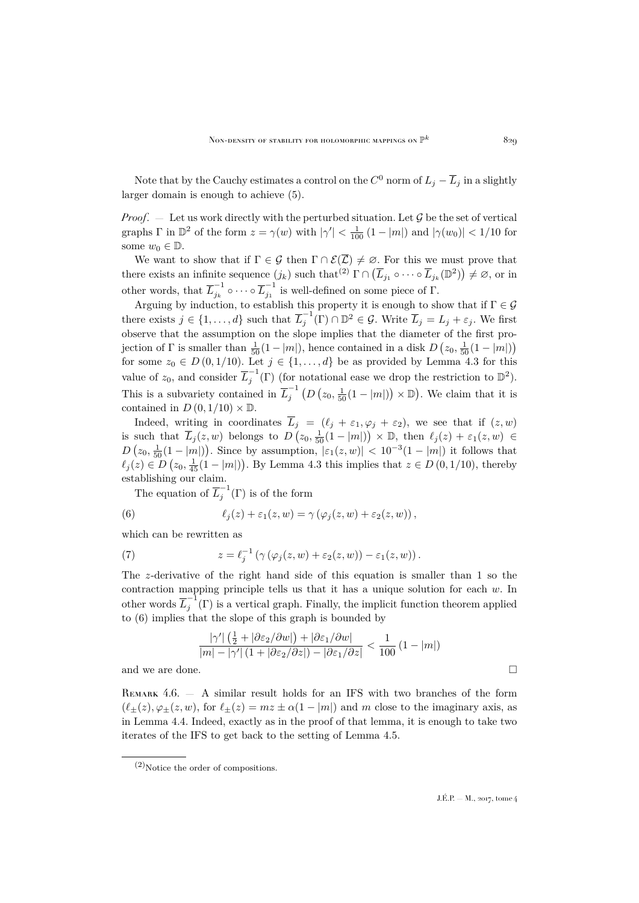Note that by the Cauchy estimates a control on the $C^0$ norm of $L_j - \overline{L}_j$ in a slightly larger domain is enough to achieve (5).

*Proof*. — Let us work directly with the perturbed situation. Let $\mathcal{G}$ be the set of vertical graphs $\Gamma$ in $\mathbb{D}^2$ of the form $z = \gamma(w)$ with $|\gamma'| < \frac{1}{100}(1 - |m|)$ and $|\gamma(w_0)| < 1/10$ for some $w_0 \in \mathbb{D}$.

We want to show that if $\Gamma \in \mathcal{G}$ then $\Gamma \cap \mathcal{E}(\overline{\mathcal{L}}) \neq \varnothing$. For this we must prove that there exists an infinite sequence $(j_k)$ such that[2] $\Gamma \cap \big(\overline{L}_{j_1} \circ \cdots \circ \overline{L}_{j_k}(\mathbb{D}^2)\big) \neq \varnothing$, or in other words, that $\overline{L}_{j_k}^{-1} \circ \cdots \circ \overline{L}_{j_1}^{-1}$ is well-defined on some piece of $\Gamma$.

Arguing by induction, to establish this property it is enough to show that if $\Gamma \in \mathcal{G}$ there exists $j \in \{1, \ldots, d\}$ such that $\overline{L}_j^{-1}(\Gamma) \cap \mathbb{D}^2 \in \mathcal{G}$. Write $\overline{L}_j = L_j + \varepsilon_j$. We first observe that the assumption on the slope implies that the diameter of the first projection of $\Gamma$ is smaller than $\frac{1}{50}(1 - |m|)$, hence contained in a disk $D\big(z_0, \frac{1}{50}(1 - |m|)\big)$ for some $z_0 \in D(0, 1/10)$. Let $j \in \{1, \ldots, d\}$ be as provided by Lemma 4.3 for this value of $z_0$, and consider $\overline{L}_j^{-1}(\Gamma)$ (for notational ease we drop the restriction to $\mathbb{D}^2$). This is a subvariety contained in $\overline{L}_j^{-1}\big(D\big(z_0, \frac{1}{50}(1 - |m|)\big) \times \mathbb{D}\big)$. We claim that it is contained in $D(0, 1/10) \times \mathbb{D}$.

Indeed, writing in coordinates $\overline{L}_j = (\ell_j + \varepsilon_1, \varphi_j + \varepsilon_2)$, we see that if $(z, w)$ is such that $\overline{L}_j(z, w)$ belongs to $D\big(z_0, \frac{1}{50}(1 - |m|)\big) \times \mathbb{D}$, then $\ell_j(z) + \varepsilon_1(z, w) \in D\big(z_0, \frac{1}{50}(1 - |m|)\big)$. Since by assumption, $|\varepsilon_1(z, w)| < 10^{-3}(1 - |m|)$ it follows that $\ell_j(z) \in D\big(z_0, \frac{1}{45}(1 - |m|)\big)$. By Lemma 4.3 this implies that $z \in D(0, 1/10)$, thereby establishing our claim.

The equation of $\overline{L}_j^{-1}(\Gamma)$ is of the form

$$\ell_j(z) + \varepsilon_1(z, w) = \gamma\left(\varphi_j(z, w) + \varepsilon_2(z, w)\right), \tag{6}$$

which can be rewritten as

$$z = \ell_j^{-1}\left(\gamma\left(\varphi_j(z, w) + \varepsilon_2(z, w)\right) - \varepsilon_1(z, w)\right). \tag{7}$$

The $z$-derivative of the right hand side of this equation is smaller than 1 so the contraction mapping principle tells us that it has a unique solution for each $w$. In other words $\overline{L}_j^{-1}(\Gamma)$ is a vertical graph. Finally, the implicit function theorem applied to (6) implies that the slope of this graph is bounded by

$$\frac{|\gamma'|\left(\frac{1}{2} + |\partial\varepsilon_2/\partial w|\right) + |\partial\varepsilon_1/\partial w|}{|m| - |\gamma'|\left(1 + |\partial\varepsilon_2/\partial z|\right) - |\partial\varepsilon_1/\partial z|} < \frac{1}{100}(1 - |m|)$$

and we are done. □

Remark 4.6. — A similar result holds for an IFS with two branches of the form $(\ell_\pm(z), \varphi_\pm(z, w))$, for $\ell_\pm(z) = mz \pm \alpha(1 - |m|)$ and $m$ close to the imaginary axis, as in Lemma 4.4. Indeed, exactly as in the proof of that lemma, it is enough to take two iterates of the IFS to get back to the setting of Lemma 4.5.

---

[2] Notice the order of compositions.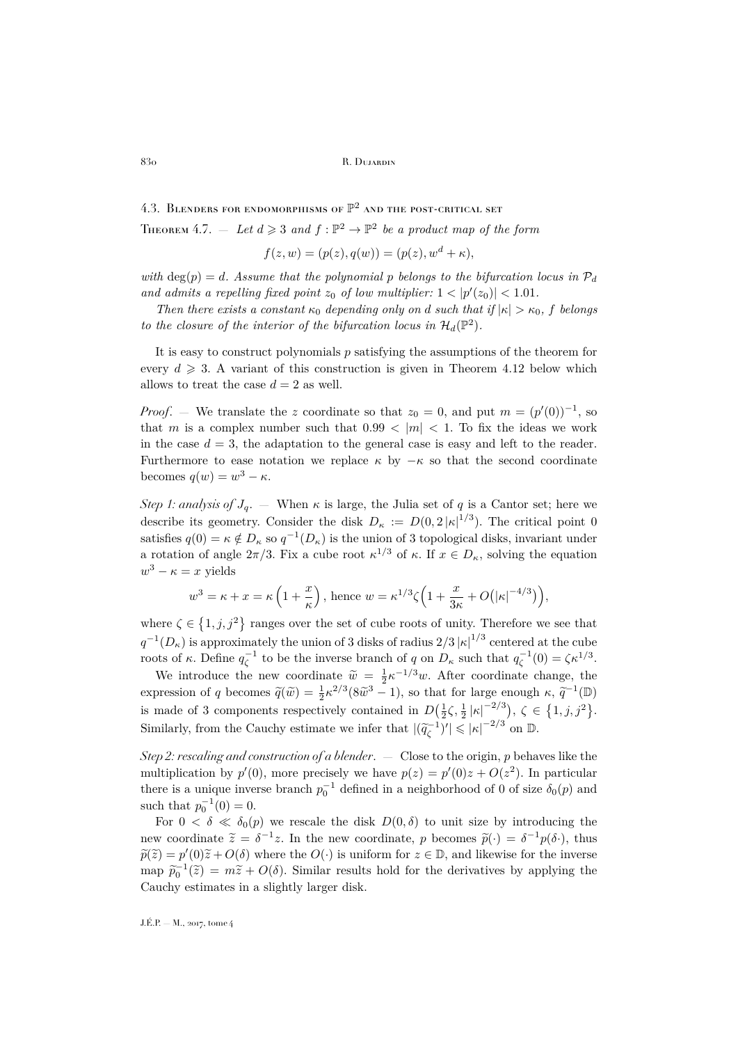### 4.3. Blenders for endomorphisms of $\mathbb{P}^2$ and the post-critical set

**Theorem 4.7.** — *Let $d \geqslant 3$ and $f : \mathbb{P}^2 \to \mathbb{P}^2$ be a product map of the form*

$$f(z, w) = (p(z), q(w)) = (p(z), w^d + \kappa),$$

*with $\deg(p) = d$. Assume that the polynomial $p$ belongs to the bifurcation locus in $\mathcal{P}_d$ and admits a repelling fixed point $z_0$ of low multiplier: $1 < |p'(z_0)| < 1.01$.*

*Then there exists a constant $\kappa_0$ depending only on $d$ such that if $|\kappa| > \kappa_0$, $f$ belongs to the closure of the interior of the bifurcation locus in $\mathcal{H}_d(\mathbb{P}^2)$.*

It is easy to construct polynomials $p$ satisfying the assumptions of the theorem for every $d \geqslant 3$. A variant of this construction is given in Theorem 4.12 below which allows to treat the case $d = 2$ as well.

*Proof.* — We translate the $z$ coordinate so that $z_0 = 0$, and put $m = (p'(0))^{-1}$, so that $m$ is a complex number such that $0.99 < |m| < 1$. To fix the ideas we work in the case $d = 3$, the adaptation to the general case is easy and left to the reader. Furthermore to ease notation we replace $\kappa$ by $-\kappa$ so that the second coordinate becomes $q(w) = w^3 - \kappa$.

*Step 1: analysis of $J_q$.* — When $\kappa$ is large, the Julia set of $q$ is a Cantor set; here we describe its geometry. Consider the disk $D_\kappa := D(0, 2|\kappa|^{1/3})$. The critical point 0 satisfies $q(0) = \kappa \notin D_\kappa$ so $q^{-1}(D_\kappa)$ is the union of 3 topological disks, invariant under a rotation of angle $2\pi/3$. Fix a cube root $\kappa^{1/3}$ of $\kappa$. If $x \in D_\kappa$, solving the equation $w^3 - \kappa = x$ yields

$$w^3 = \kappa + x = \kappa\left(1 + \frac{x}{\kappa}\right), \text{ hence } w = \kappa^{1/3}\zeta\left(1 + \frac{x}{3\kappa} + O\big(|\kappa|^{-4/3}\big)\right),$$

where $\zeta \in \{1, j, j^2\}$ ranges over the set of cube roots of unity. Therefore we see that $q^{-1}(D_\kappa)$ is approximately the union of 3 disks of radius $2/3\,|\kappa|^{1/3}$ centered at the cube roots of $\kappa$. Define $q_\zeta^{-1}$ to be the inverse branch of $q$ on $D_\kappa$ such that $q_\zeta^{-1}(0) = \zeta\kappa^{1/3}$.

We introduce the new coordinate $\widetilde{w} = \frac{1}{2}\kappa^{-1/3}w$. After coordinate change, the expression of $q$ becomes $\widetilde{q}(\widetilde{w}) = \frac{1}{2}\kappa^{2/3}(8\widetilde{w}^3 - 1)$, so that for large enough $\kappa$, $\widetilde{q}^{-1}(\mathbb{D})$ is made of 3 components respectively contained in $D\big(\frac{1}{2}\zeta, \frac{1}{2}|\kappa|^{-2/3}\big)$, $\zeta \in \{1, j, j^2\}$. Similarly, from the Cauchy estimate we infer that $|(\widetilde{q}_\zeta^{-1})'| \leqslant |\kappa|^{-2/3}$ on $\mathbb{D}$.

*Step 2: rescaling and construction of a blender.* — Close to the origin, $p$ behaves like the multiplication by $p'(0)$, more precisely we have $p(z) = p'(0)z + O(z^2)$. In particular there is a unique inverse branch $p_0^{-1}$ defined in a neighborhood of 0 of size $\delta_0(p)$ and such that $p_0^{-1}(0) = 0$.

For $0 < \delta \ll \delta_0(p)$ we rescale the disk $D(0, \delta)$ to unit size by introducing the new coordinate $\widetilde{z} = \delta^{-1}z$. In the new coordinate, $p$ becomes $\widetilde{p}(\cdot) = \delta^{-1}p(\delta\cdot)$, thus $\widetilde{p}(\widetilde{z}) = p'(0)\widetilde{z} + O(\delta)$ where the $O(\cdot)$ is uniform for $z \in \mathbb{D}$, and likewise for the inverse map $\widetilde{p}_0^{-1}(\widetilde{z}) = m\widetilde{z} + O(\delta)$. Similar results hold for the derivatives by applying the Cauchy estimates in a slightly larger disk.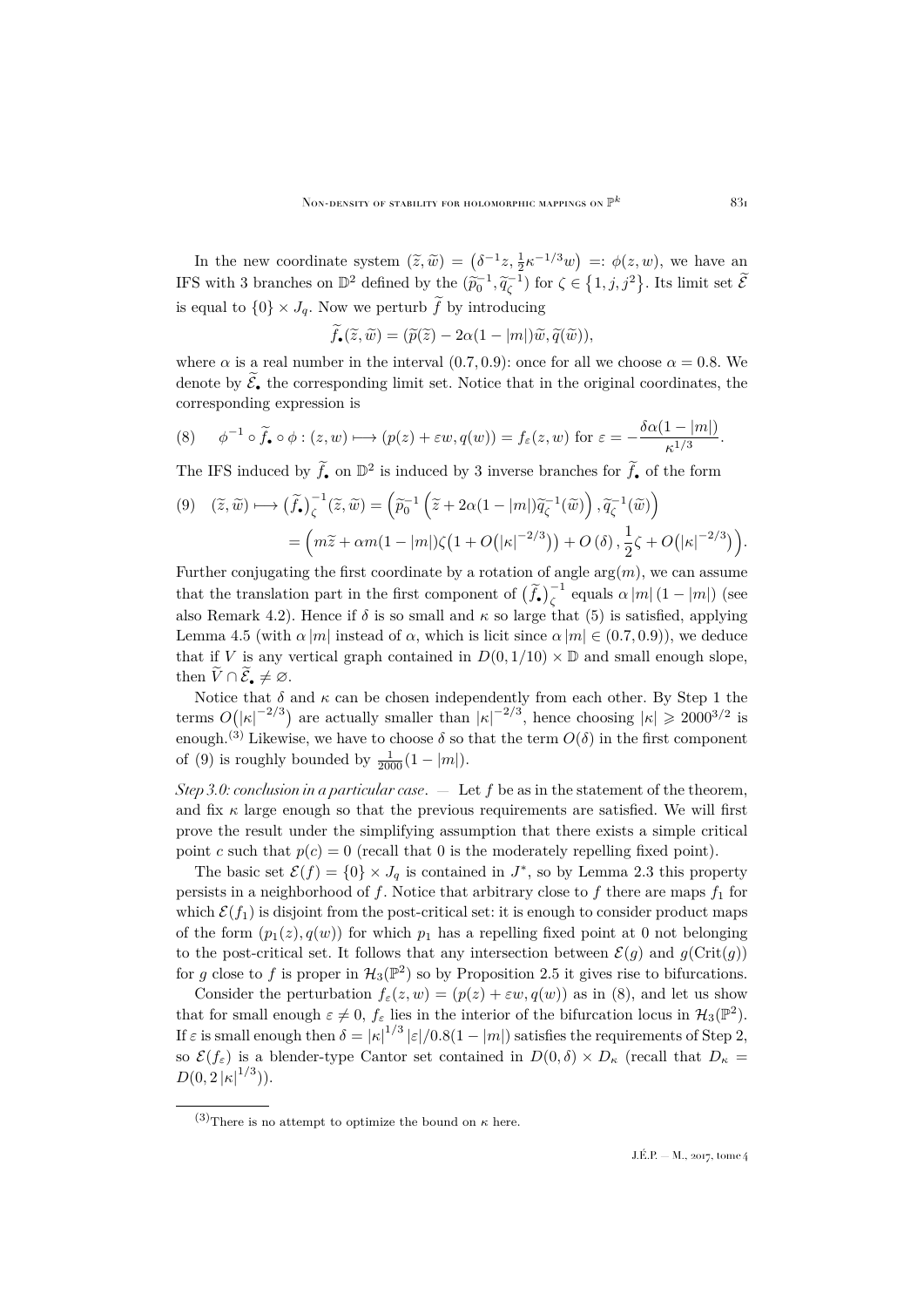In the new coordinate system $(\widetilde{z}, \widetilde{w}) = \left(\delta^{-1} z, \frac{1}{2}\kappa^{-1/3} w\right) =: \phi(z, w)$, we have an IFS with 3 branches on $\mathbb{D}^2$ defined by the $(\widetilde{p}_0^{-1}, \widetilde{q}_\zeta^{-1})$ for $\zeta \in \{1, j, j^2\}$. Its limit set $\widetilde{\mathcal{E}}$ is equal to $\{0\} \times J_q$. Now we perturb $\widetilde{f}$ by introducing

$$\widetilde{f}_\bullet(\widetilde{z}, \widetilde{w}) = (\widetilde{p}(\widetilde{z}) - 2\alpha(1 - |m|)\widetilde{w}, \widetilde{q}(\widetilde{w})),$$

where $\alpha$ is a real number in the interval $(0.7, 0.9)$: once for all we choose $\alpha = 0.8$. We denote by $\widetilde{\mathcal{E}}_\bullet$ the corresponding limit set. Notice that in the original coordinates, the corresponding expression is

$$(8) \qquad \phi^{-1} \circ \widetilde{f}_\bullet \circ \phi : (z, w) \longmapsto (p(z) + \varepsilon w, q(w)) = f_\varepsilon(z, w) \text{ for } \varepsilon = -\frac{\delta\alpha(1 - |m|)}{\kappa^{1/3}}.$$

The IFS induced by $\widetilde{f}_\bullet$ on $\mathbb{D}^2$ is induced by 3 inverse branches for $\widetilde{f}_\bullet$ of the form

$$(9) \quad (\widetilde{z}, \widetilde{w}) \longmapsto \big(\widetilde{f}_\bullet\big)_\zeta^{-1}(\widetilde{z}, \widetilde{w}) = \left(\widetilde{p}_0^{-1}\left(\widetilde{z} + 2\alpha(1 - |m|)\widetilde{q}_\zeta^{-1}(\widetilde{w})\right), \widetilde{q}_\zeta^{-1}(\widetilde{w})\right)$$
$$= \left(m\widetilde{z} + \alpha m(1 - |m|)\zeta\big(1 + O\big(|\kappa|^{-2/3}\big)\big) + O(\delta), \frac{1}{2}\zeta + O\big(|\kappa|^{-2/3}\big)\right).$$

Further conjugating the first coordinate by a rotation of angle $\arg(m)$, we can assume that the translation part in the first component of $\big(\widetilde{f}_\bullet\big)_\zeta^{-1}$ equals $\alpha|m|(1 - |m|)$ (see also Remark 4.2). Hence if $\delta$ is so small and $\kappa$ so large that (5) is satisfied, applying Lemma 4.5 (with $\alpha|m|$ instead of $\alpha$, which is licit since $\alpha|m| \in (0.7, 0.9)$), we deduce that if $V$ is any vertical graph contained in $D(0, 1/10) \times \mathbb{D}$ and small enough slope, then $\widetilde{V} \cap \widetilde{\mathcal{E}}_\bullet \neq \varnothing$.

Notice that $\delta$ and $\kappa$ can be chosen independently from each other. By Step 1 the terms $O\big(|\kappa|^{-2/3}\big)$ are actually smaller than $|\kappa|^{-2/3}$, hence choosing $|\kappa| \geqslant 2000^{3/2}$ is enough.[3] Likewise, we have to choose $\delta$ so that the term $O(\delta)$ in the first component of (9) is roughly bounded by $\frac{1}{2000}(1 - |m|)$.

*Step 3.0: conclusion in a particular case.* — Let $f$ be as in the statement of the theorem, and fix $\kappa$ large enough so that the previous requirements are satisfied. We will first prove the result under the simplifying assumption that there exists a simple critical point $c$ such that $p(c) = 0$ (recall that 0 is the moderately repelling fixed point).

The basic set $\mathcal{E}(f) = \{0\} \times J_q$ is contained in $J^*$, so by Lemma 2.3 this property persists in a neighborhood of $f$. Notice that arbitrary close to $f$ there are maps $f_1$ for which $\mathcal{E}(f_1)$ is disjoint from the post-critical set: it is enough to consider product maps of the form $(p_1(z), q(w))$ for which $p_1$ has a repelling fixed point at 0 not belonging to the post-critical set. It follows that any intersection between $\mathcal{E}(g)$ and $g(\mathrm{Crit}(g))$ for $g$ close to $f$ is proper in $\mathcal{H}_3(\mathbb{P}^2)$ so by Proposition 2.5 it gives rise to bifurcations.

Consider the perturbation $f_\varepsilon(z, w) = (p(z) + \varepsilon w, q(w))$ as in (8), and let us show that for small enough $\varepsilon \neq 0$, $f_\varepsilon$ lies in the interior of the bifurcation locus in $\mathcal{H}_3(\mathbb{P}^2)$. If $\varepsilon$ is small enough then $\delta = |\kappa|^{1/3} |\varepsilon|/0.8(1 - |m|)$ satisfies the requirements of Step 2, so $\mathcal{E}(f_\varepsilon)$ is a blender-type Cantor set contained in $D(0, \delta) \times D_\kappa$ (recall that $D_\kappa = D(0, 2|\kappa|^{1/3})$).

[3] There is no attempt to optimize the bound on $\kappa$ here.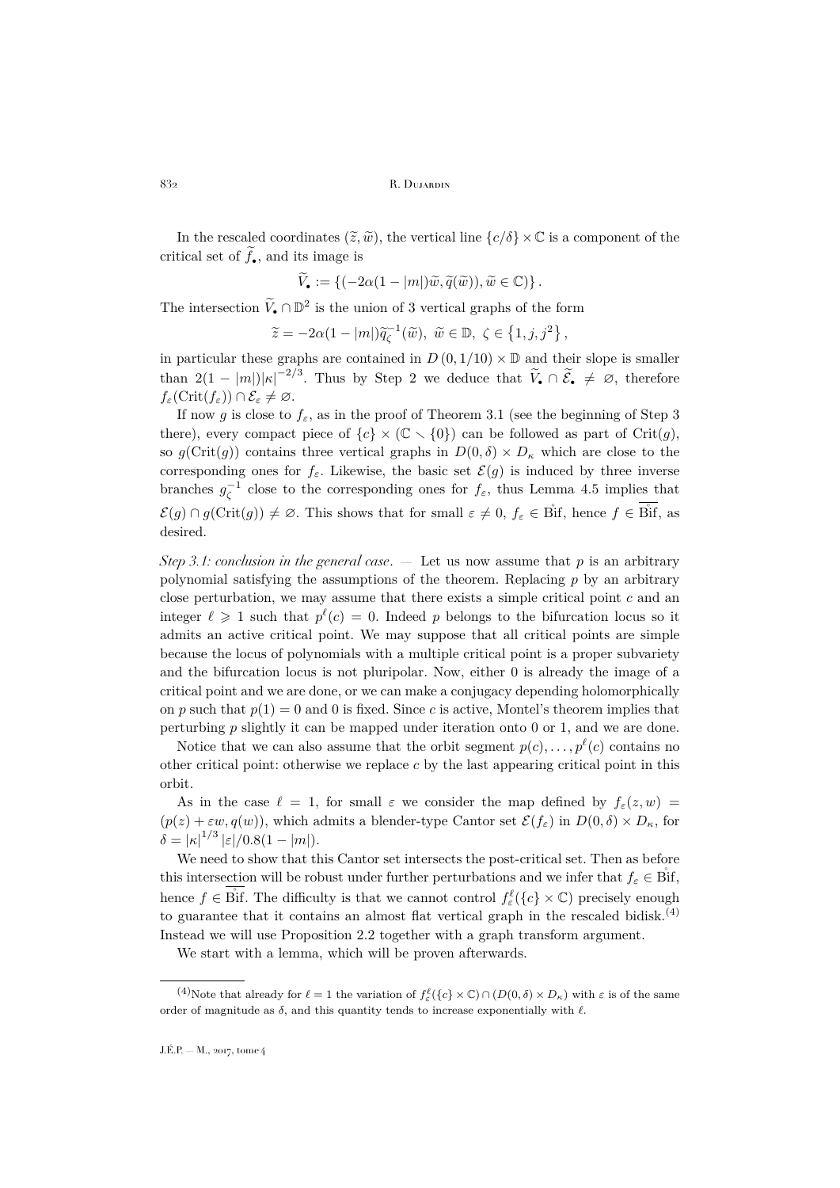In the rescaled coordinates $(\widetilde{z}, \widetilde{w})$, the vertical line $\{c/\delta\} \times \mathbb{C}$ is a component of the critical set of $\widetilde{f}_\bullet$, and its image is

$$\widetilde{V}_\bullet := \{(-2\alpha(1-|m|)\widetilde{w}, \widetilde{q}(\widetilde{w})), \widetilde{w} \in \mathbb{C})\}.$$

The intersection $\widetilde{V}_\bullet \cap \mathbb{D}^2$ is the union of 3 vertical graphs of the form

$$\widetilde{z} = -2\alpha(1-|m|)\widetilde{q}_\zeta^{-1}(\widetilde{w}),\ \widetilde{w} \in \mathbb{D},\ \zeta \in \{1, j, j^2\},$$

in particular these graphs are contained in $D(0, 1/10) \times \mathbb{D}$ and their slope is smaller than $2(1-|m|)|\kappa|^{-2/3}$. Thus by Step 2 we deduce that $\widetilde{V}_\bullet \cap \widetilde{\mathcal{E}}_\bullet \neq \varnothing$, therefore $f_\varepsilon(\mathrm{Crit}(f_\varepsilon)) \cap \mathcal{E}_\varepsilon \neq \varnothing$.

If now $g$ is close to $f_\varepsilon$, as in the proof of Theorem 3.1 (see the beginning of Step 3 there), every compact piece of $\{c\} \times (\mathbb{C} \smallsetminus \{0\})$ can be followed as part of $\mathrm{Crit}(g)$, so $g(\mathrm{Crit}(g))$ contains three vertical graphs in $D(0,\delta) \times D_\kappa$ which are close to the corresponding ones for $f_\varepsilon$. Likewise, the basic set $\mathcal{E}(g)$ is induced by three inverse branches $g_\zeta^{-1}$ close to the corresponding ones for $f_\varepsilon$, thus Lemma 4.5 implies that $\mathcal{E}(g) \cap g(\mathrm{Crit}(g)) \neq \varnothing$. This shows that for small $\varepsilon \neq 0$, $f_\varepsilon \in \mathring{\mathrm{Bif}}$, hence $f \in \overline{\mathring{\mathrm{Bif}}}$, as desired.

*Step 3.1: conclusion in the general case.* — Let us now assume that $p$ is an arbitrary polynomial satisfying the assumptions of the theorem. Replacing $p$ by an arbitrary close perturbation, we may assume that there exists a simple critical point $c$ and an integer $\ell \geqslant 1$ such that $p^\ell(c) = 0$. Indeed $p$ belongs to the bifurcation locus so it admits an active critical point. We may suppose that all critical points are simple because the locus of polynomials with a multiple critical point is a proper subvariety and the bifurcation locus is not pluripolar. Now, either 0 is already the image of a critical point and we are done, or we can make a conjugacy depending holomorphically on $p$ such that $p(1) = 0$ and 0 is fixed. Since $c$ is active, Montel's theorem implies that perturbing $p$ slightly it can be mapped under iteration onto 0 or 1, and we are done.

Notice that we can also assume that the orbit segment $p(c), \ldots, p^\ell(c)$ contains no other critical point: otherwise we replace $c$ by the last appearing critical point in this orbit.

As in the case $\ell = 1$, for small $\varepsilon$ we consider the map defined by $f_\varepsilon(z, w) = (p(z) + \varepsilon w, q(w))$, which admits a blender-type Cantor set $\mathcal{E}(f_\varepsilon)$ in $D(0,\delta) \times D_\kappa$, for $\delta = |\kappa|^{1/3}|\varepsilon|/0.8(1-|m|)$.

We need to show that this Cantor set intersects the post-critical set. Then as before this intersection will be robust under further perturbations and we infer that $f_\varepsilon \in \mathring{\mathrm{Bif}}$, hence $f \in \overline{\mathring{\mathrm{Bif}}}$. The difficulty is that we cannot control $f_\varepsilon^\ell(\{c\} \times \mathbb{C})$ precisely enough to guarantee that it contains an almost flat vertical graph in the rescaled bidisk.[4] Instead we will use Proposition 2.2 together with a graph transform argument.

We start with a lemma, which will be proven afterwards.

[4] Note that already for $\ell = 1$ the variation of $f_\varepsilon^\ell(\{c\} \times \mathbb{C}) \cap (D(0,\delta) \times D_\kappa)$ with $\varepsilon$ is of the same order of magnitude as $\delta$, and this quantity tends to increase exponentially with $\ell$.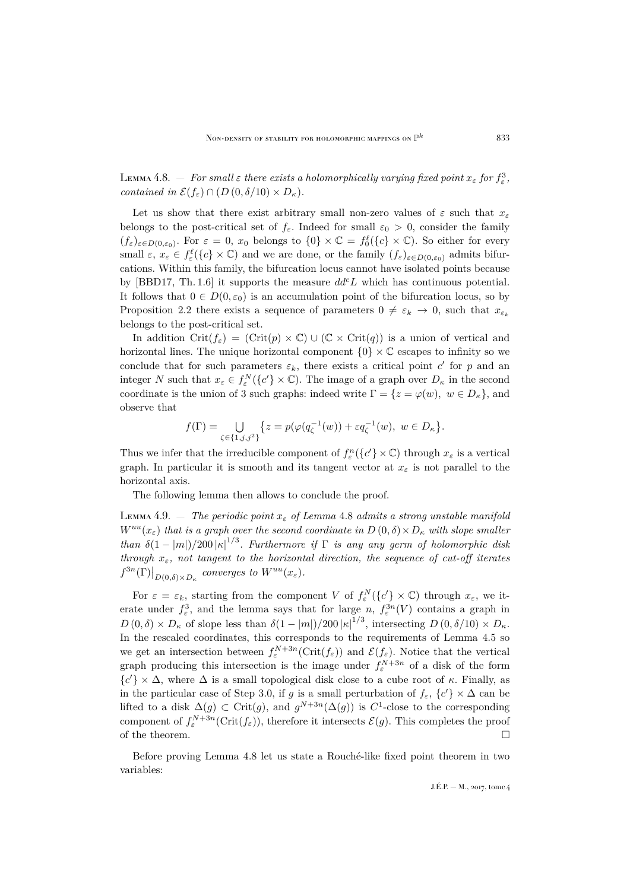Lemma 4.8. — *For small $\varepsilon$ there exists a holomorphically varying fixed point $x_\varepsilon$ for $f_\varepsilon^3$, contained in $\mathcal{E}(f_\varepsilon) \cap (D(0, \delta/10) \times D_\kappa)$.*

Let us show that there exist arbitrary small non-zero values of $\varepsilon$ such that $x_\varepsilon$ belongs to the post-critical set of $f_\varepsilon$. Indeed for small $\varepsilon_0 > 0$, consider the family $(f_\varepsilon)_{\varepsilon \in D(0,\varepsilon_0)}$. For $\varepsilon = 0$, $x_0$ belongs to $\{0\} \times \mathbb{C} = f_0^\ell(\{c\} \times \mathbb{C})$. So either for every small $\varepsilon$, $x_\varepsilon \in f_\varepsilon^\ell(\{c\} \times \mathbb{C})$ and we are done, or the family $(f_\varepsilon)_{\varepsilon \in D(0,\varepsilon_0)}$ admits bifurcations. Within this family, the bifurcation locus cannot have isolated points because by [BBD17, Th. 1.6] it supports the measure $dd^c L$ which has continuous potential. It follows that $0 \in D(0, \varepsilon_0)$ is an accumulation point of the bifurcation locus, so by Proposition 2.2 there exists a sequence of parameters $0 \neq \varepsilon_k \to 0$, such that $x_{\varepsilon_k}$ belongs to the post-critical set.

In addition $\mathrm{Crit}(f_\varepsilon) = (\mathrm{Crit}(p) \times \mathbb{C}) \cup (\mathbb{C} \times \mathrm{Crit}(q))$ is a union of vertical and horizontal lines. The unique horizontal component $\{0\} \times \mathbb{C}$ escapes to infinity so we conclude that for such parameters $\varepsilon_k$, there exists a critical point $c'$ for $p$ and an integer $N$ such that $x_\varepsilon \in f_\varepsilon^N(\{c'\} \times \mathbb{C})$. The image of a graph over $D_\kappa$ in the second coordinate is the union of 3 such graphs: indeed write $\Gamma = \{z = \varphi(w),\ w \in D_\kappa\}$, and observe that

$$f(\Gamma) = \bigcup_{\zeta \in \{1, j, j^2\}} \big\{ z = p(\varphi(q_\zeta^{-1}(w)) + \varepsilon q_\zeta^{-1}(w),\ w \in D_\kappa \big\}.$$

Thus we infer that the irreducible component of $f_\varepsilon^n(\{c'\} \times \mathbb{C})$ through $x_\varepsilon$ is a vertical graph. In particular it is smooth and its tangent vector at $x_\varepsilon$ is not parallel to the horizontal axis.

The following lemma then allows to conclude the proof.

Lemma 4.9. — *The periodic point $x_\varepsilon$ of Lemma 4.8 admits a strong unstable manifold $W^{uu}(x_\varepsilon)$ that is a graph over the second coordinate in $D(0, \delta) \times D_\kappa$ with slope smaller than $\delta(1 - |m|)/200\,|\kappa|^{1/3}$. Furthermore if $\Gamma$ is any any germ of holomorphic disk through $x_\varepsilon$, not tangent to the horizontal direction, the sequence of cut-off iterates $f^{3n}(\Gamma)\big|_{D(0,\delta)\times D_\kappa}$ converges to $W^{uu}(x_\varepsilon)$.*

For $\varepsilon = \varepsilon_k$, starting from the component $V$ of $f_\varepsilon^N(\{c'\} \times \mathbb{C})$ through $x_\varepsilon$, we iterate under $f_\varepsilon^3$, and the lemma says that for large $n$, $f_\varepsilon^{3n}(V)$ contains a graph in $D(0, \delta) \times D_\kappa$ of slope less than $\delta(1 - |m|)/200\,|\kappa|^{1/3}$, intersecting $D(0, \delta/10) \times D_\kappa$. In the rescaled coordinates, this corresponds to the requirements of Lemma 4.5 so we get an intersection between $f_\varepsilon^{N+3n}(\mathrm{Crit}(f_\varepsilon))$ and $\mathcal{E}(f_\varepsilon)$. Notice that the vertical graph producing this intersection is the image under $f_\varepsilon^{N+3n}$ of a disk of the form $\{c'\} \times \Delta$, where $\Delta$ is a small topological disk close to a cube root of $\kappa$. Finally, as in the particular case of Step 3.0, if $g$ is a small perturbation of $f_\varepsilon$, $\{c'\} \times \Delta$ can be lifted to a disk $\Delta(g) \subset \mathrm{Crit}(g)$, and $g^{N+3n}(\Delta(g))$ is $C^1$-close to the corresponding component of $f_\varepsilon^{N+3n}(\mathrm{Crit}(f_\varepsilon))$, therefore it intersects $\mathcal{E}(g)$. This completes the proof of the theorem. $\square$

Before proving Lemma 4.8 let us state a Rouché-like fixed point theorem in two variables: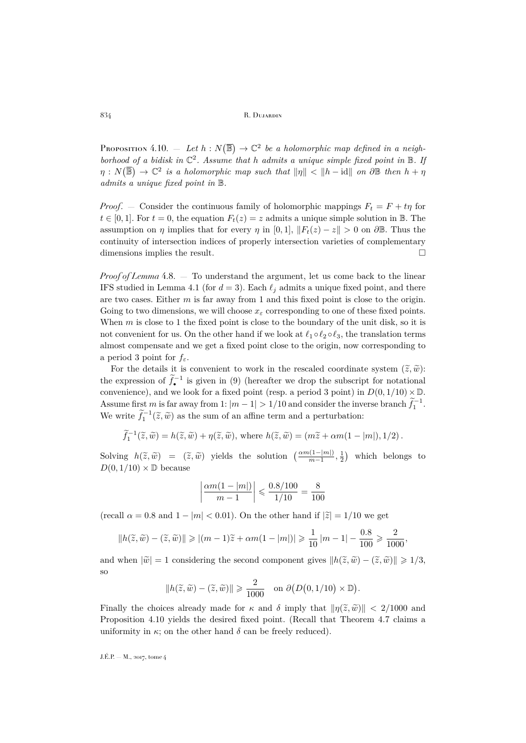Proposition 4.10. — *Let $h : N(\overline{\mathbb{B}}) \to \mathbb{C}^2$ be a holomorphic map defined in a neighborhood of a bidisk in $\mathbb{C}^2$. Assume that $h$ admits a unique simple fixed point in $\mathbb{B}$. If $\eta : N(\overline{\mathbb{B}}) \to \mathbb{C}^2$ is a holomorphic map such that $\|\eta\| < \|h - \mathrm{id}\|$ on $\partial\mathbb{B}$ then $h + \eta$ admits a unique fixed point in $\mathbb{B}$.*

*Proof*. — Consider the continuous family of holomorphic mappings $F_t = F + t\eta$ for $t \in [0,1]$. For $t = 0$, the equation $F_t(z) = z$ admits a unique simple solution in $\mathbb{B}$. The assumption on $\eta$ implies that for every $\eta$ in $[0,1]$, $\|F_t(z) - z\| > 0$ on $\partial\mathbb{B}$. Thus the continuity of intersection indices of properly intersection varieties of complementary dimensions implies the result. $\square$

*Proof of Lemma* 4.8. — To understand the argument, let us come back to the linear IFS studied in Lemma 4.1 (for $d = 3$). Each $\ell_j$ admits a unique fixed point, and there are two cases. Either $m$ is far away from 1 and this fixed point is close to the origin. Going to two dimensions, we will choose $x_\varepsilon$ corresponding to one of these fixed points. When $m$ is close to 1 the fixed point is close to the boundary of the unit disk, so it is not convenient for us. On the other hand if we look at $\ell_1 \circ \ell_2 \circ \ell_3$, the translation terms almost compensate and we get a fixed point close to the origin, now corresponding to a period 3 point for $f_\varepsilon$.

For the details it is convenient to work in the rescaled coordinate system $(\widetilde{z}, \widetilde{w})$: the expression of $\widetilde{f}_\bullet^{-1}$ is given in (9) (hereafter we drop the subscript for notational convenience), and we look for a fixed point (resp. a period 3 point) in $D(0, 1/10) \times \mathbb{D}$. Assume first $m$ is far away from 1: $|m - 1| > 1/10$ and consider the inverse branch $\widetilde{f}_1^{-1}$. We write $\widetilde{f}_1^{-1}(\widetilde{z}, \widetilde{w})$ as the sum of an affine term and a perturbation:

$$\widetilde{f}_1^{-1}(\widetilde{z}, \widetilde{w}) = h(\widetilde{z}, \widetilde{w}) + \eta(\widetilde{z}, \widetilde{w}), \text{ where } h(\widetilde{z}, \widetilde{w}) = (m\widetilde{z} + \alpha m(1 - |m|), 1/2)\,.$$

Solving $h(\widetilde{z}, \widetilde{w}) = (\widetilde{z}, \widetilde{w})$ yields the solution $\left(\frac{\alpha m(1-|m|)}{m-1}, \frac{1}{2}\right)$ which belongs to $D(0, 1/10) \times \mathbb{D}$ because

$$\left|\frac{\alpha m(1 - |m|)}{m - 1}\right| \leqslant \frac{0.8/100}{1/10} = \frac{8}{100}$$

(recall $\alpha = 0.8$ and $1 - |m| < 0.01$). On the other hand if $|\widetilde{z}| = 1/10$ we get

$$\|h(\widetilde{z}, \widetilde{w}) - (\widetilde{z}, \widetilde{w})\| \geqslant |(m - 1)\widetilde{z} + \alpha m(1 - |m|)| \geqslant \frac{1}{10}\,|m - 1| - \frac{0.8}{100} \geqslant \frac{2}{1000},$$

and when $|\widetilde{w}| = 1$ considering the second component gives $\|h(\widetilde{z}, \widetilde{w}) - (\widetilde{z}, \widetilde{w})\| \geqslant 1/3$, so

$$\|h(\widetilde{z}, \widetilde{w}) - (\widetilde{z}, \widetilde{w})\| \geqslant \frac{2}{1000} \quad \text{on } \partial\big(D(0, 1/10) \times \mathbb{D}\big).$$

Finally the choices already made for $\kappa$ and $\delta$ imply that $\|\eta(\widetilde{z}, \widetilde{w})\| < 2/1000$ and Proposition 4.10 yields the desired fixed point. (Recall that Theorem 4.7 claims a uniformity in $\kappa$; on the other hand $\delta$ can be freely reduced).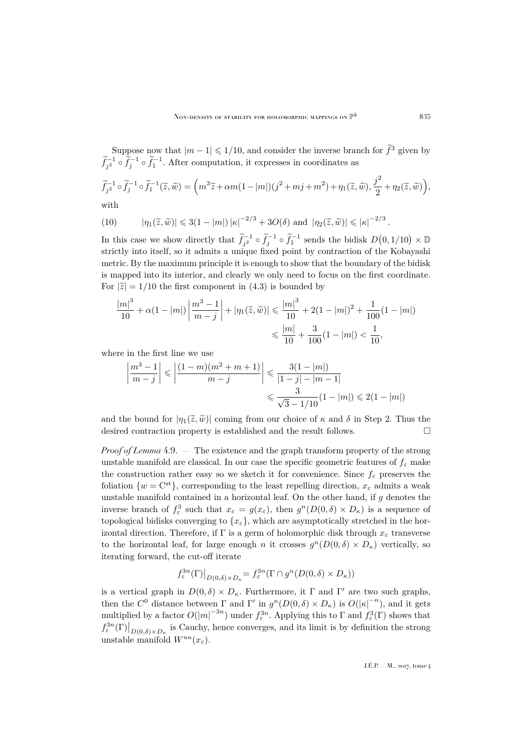Suppose now that $|m-1|\leqslant 1/10$, and consider the inverse branch for $\widetilde{f}^3$ given by $\widetilde{f}_{j^2}^{-1}\circ\widetilde{f}_j^{-1}\circ\widetilde{f}_1^{-1}$. After computation, it expresses in coordinates as

$$\widetilde{f}_{j^2}^{-1}\circ\widetilde{f}_j^{-1}\circ\widetilde{f}_1^{-1}(\widetilde{z},\widetilde{w})=\Big(m^3\widetilde{z}+\alpha m(1-|m|)(j^2+mj+m^2)+\eta_1(\widetilde{z},\widetilde{w}),\frac{j^2}{2}+\eta_2(\widetilde{z},\widetilde{w})\Big),$$

with

$$|\eta_1(\widetilde{z},\widetilde{w})|\leqslant 3(1-|m|)\,|\kappa|^{-2/3}+3O(\delta)\text{ and }|\eta_2(\widetilde{z},\widetilde{w})|\leqslant|\kappa|^{-2/3}. \tag{10}$$

In this case we show directly that $\widetilde{f}_{j^2}^{-1}\circ\widetilde{f}_j^{-1}\circ\widetilde{f}_1^{-1}$ sends the bidisk $D\big(0,1/10\big)\times\mathbb{D}$ strictly into itself, so it admits a unique fixed point by contraction of the Kobayashi metric. By the maximum principle it is enough to show that the boundary of the bidisk is mapped into its interior, and clearly we only need to focus on the first coordinate. For $|\widetilde{z}|=1/10$ the first component in (4.3) is bounded by

$$\begin{aligned}\frac{|m|^3}{10}+\alpha(1-|m|)\left|\frac{m^3-1}{m-j}\right|+|\eta_1(\widetilde{z},\widetilde{w})|&\leqslant\frac{|m|^3}{10}+2(1-|m|)^2+\frac{1}{100}(1-|m|)\\&\leqslant\frac{|m|}{10}+\frac{3}{100}(1-|m|)<\frac{1}{10},\end{aligned}$$

where in the first line we use

$$\begin{aligned}\left|\frac{m^3-1}{m-j}\right|\leqslant\left|\frac{(1-m)(m^2+m+1)}{m-j}\right|&\leqslant\frac{3(1-|m|)}{|1-j|-|m-1|}\\&\leqslant\frac{3}{\sqrt{3}-1/10}(1-|m|)\leqslant 2(1-|m|)\end{aligned}$$

and the bound for $|\eta_1(\widetilde{z},\widetilde{w})|$ coming from our choice of $\kappa$ and $\delta$ in Step 2. Thus the desired contraction property is established and the result follows. $\square$

*Proof of Lemma* 4.9. — The existence and the graph transform property of the strong unstable manifold are classical. In our case the specific geometric features of $f_\varepsilon$ make the construction rather easy so we sketch it for convenience. Since $f_\varepsilon$ preserves the foliation $\{w=\mathrm{C^{st}}\}$, corresponding to the least repelling direction, $x_\varepsilon$ admits a weak unstable manifold contained in a horizontal leaf. On the other hand, if $g$ denotes the inverse branch of $f_\varepsilon^3$ such that $x_\varepsilon=g(x_\varepsilon)$, then $g^n(D(0,\delta)\times D_\kappa)$ is a sequence of topological bidisks converging to $\{x_\varepsilon\}$, which are asymptotically stretched in the horizontal direction. Therefore, if $\Gamma$ is a germ of holomorphic disk through $x_\varepsilon$ transverse to the horizontal leaf, for large enough $n$ it crosses $g^n(D(0,\delta)\times D_\kappa)$ vertically, so iterating forward, the cut-off iterate

$$f_\varepsilon^{3n}(\Gamma)\big|_{D(0,\delta)\times D_\kappa}=f_\varepsilon^{3n}(\Gamma\cap g^n(D(0,\delta)\times D_\kappa))$$

is a vertical graph in $D(0,\delta)\times D_\kappa$. Furthermore, it $\Gamma$ and $\Gamma'$ are two such graphs, then the $C^0$ distance between $\Gamma$ and $\Gamma'$ in $g^n(D(0,\delta)\times D_\kappa)$ is $O(|\kappa|^{-n})$, and it gets multiplied by a factor $O(|m|^{-3n})$ under $f_\varepsilon^{3n}$. Applying this to $\Gamma$ and $f_\varepsilon^3(\Gamma)$ shows that $f_\varepsilon^{3n}(\Gamma)\big|_{D(0,\delta)\times D_\kappa}$ is Cauchy, hence converges, and its limit is by definition the strong unstable manifold $W^{uu}(x_\varepsilon)$.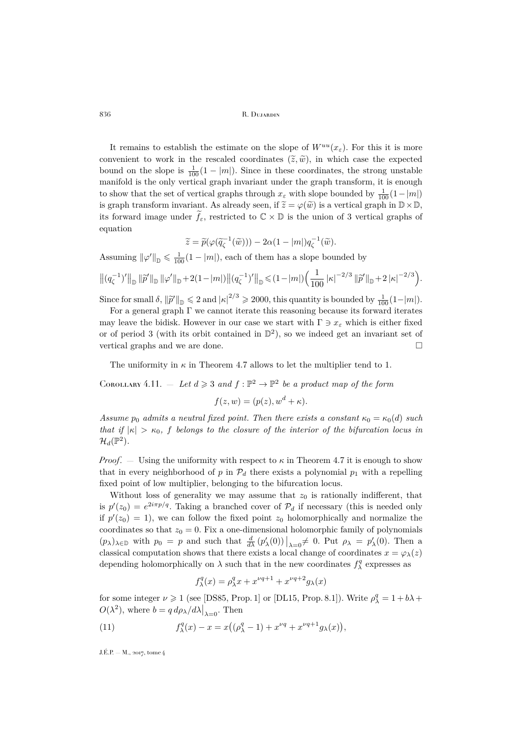It remains to establish the estimate on the slope of $W^{uu}(x_\varepsilon)$. For this it is more convenient to work in the rescaled coordinates $(\widetilde{z}, \widetilde{w})$, in which case the expected bound on the slope is $\frac{1}{100}(1-|m|)$. Since in these coordinates, the strong unstable manifold is the only vertical graph invariant under the graph transform, it is enough to show that the set of vertical graphs through $x_\varepsilon$ with slope bounded by $\frac{1}{100}(1-|m|)$ is graph transform invariant. As already seen, if $\widetilde{z} = \varphi(\widetilde{w})$ is a vertical graph in $\mathbb{D}\times\mathbb{D}$, its forward image under $\widetilde{f}_\varepsilon$, restricted to $\mathbb{C}\times\mathbb{D}$ is the union of 3 vertical graphs of equation

$$\widetilde{z} = \widetilde{p}(\varphi(\widetilde{q}_\zeta^{-1}(\widetilde{w}))) - 2\alpha(1-|m|)q_\zeta^{-1}(\widetilde{w}).$$

Assuming $\|\varphi'\|_{\mathbb{D}} \leqslant \frac{1}{100}(1-|m|)$, each of them has a slope bounded by

$$\big\|(q_\zeta^{-1})'\big\|_{\mathbb{D}}\,\|\widetilde{p}'\|_{\mathbb{D}}\,\|\varphi'\|_{\mathbb{D}}+2(1-|m|)\big\|(q_\zeta^{-1})'\big\|_{\mathbb{D}}\leqslant(1-|m|)\Big(\frac{1}{100}\,|\kappa|^{-2/3}\,\|\widetilde{p}'\|_{\mathbb{D}}+2\,|\kappa|^{-2/3}\Big).$$

Since for small $\delta$, $\|\widetilde{p}'\|_{\mathbb{D}} \leqslant 2$ and $|\kappa|^{2/3} \geqslant 2000$, this quantity is bounded by $\frac{1}{100}(1-|m|)$.

For a general graph $\Gamma$ we cannot iterate this reasoning because its forward iterates may leave the bidisk. However in our case we start with $\Gamma \ni x_\varepsilon$ which is either fixed or of period 3 (with its orbit contained in $\mathbb{D}^2$), so we indeed get an invariant set of vertical graphs and we are done. □

The uniformity in $\kappa$ in Theorem 4.7 allows to let the multiplier tend to 1.

Corollary 4.11. — *Let $d \geqslant 3$ and $f : \mathbb{P}^2 \to \mathbb{P}^2$ be a product map of the form*

$$f(z,w) = (p(z), w^d + \kappa).$$

*Assume $p_0$ admits a neutral fixed point. Then there exists a constant $\kappa_0 = \kappa_0(d)$ such that if $|\kappa| > \kappa_0$, $f$ belongs to the closure of the interior of the bifurcation locus in $\mathcal{H}_d(\mathbb{P}^2)$.*

*Proof*. — Using the uniformity with respect to $\kappa$ in Theorem 4.7 it is enough to show that in every neighborhood of $p$ in $\mathcal{P}_d$ there exists a polynomial $p_1$ with a repelling fixed point of low multiplier, belonging to the bifurcation locus.

Without loss of generality we may assume that $z_0$ is rationally indifferent, that is $p'(z_0) = e^{2i\pi p/q}$. Taking a branched cover of $\mathcal{P}_d$ if necessary (this is needed only if $p'(z_0) = 1$), we can follow the fixed point $z_0$ holomorphically and normalize the coordinates so that $z_0 = 0$. Fix a one-dimensional holomorphic family of polynomials $(p_\lambda)_{\lambda\in\mathbb{D}}$ with $p_0 = p$ and such that $\frac{d}{d\lambda}\left(p'_\lambda(0)\right)\big|_{\lambda=0}\neq 0$. Put $\rho_\lambda = p'_\lambda(0)$. Then a classical computation shows that there exists a local change of coordinates $x = \varphi_\lambda(z)$ depending holomorphically on $\lambda$ such that in the new coordinates $f_\lambda^q$ expresses as

$$f_\lambda^q(x) = \rho_\lambda^q x + x^{\nu q+1} + x^{\nu q+2} g_\lambda(x)$$

for some integer $\nu \geqslant 1$ (see [DS85, Prop. 1] or [DL15, Prop. 8.1]). Write $\rho_\lambda^q = 1 + b\lambda + O(\lambda^2)$, where $b = q\, d\rho_\lambda/d\lambda\big|_{\lambda=0}$. Then

$$f_\lambda^q(x) - x = x\big((\rho_\lambda^q - 1) + x^{\nu q} + x^{\nu q+1}g_\lambda(x)\big), \tag{11}$$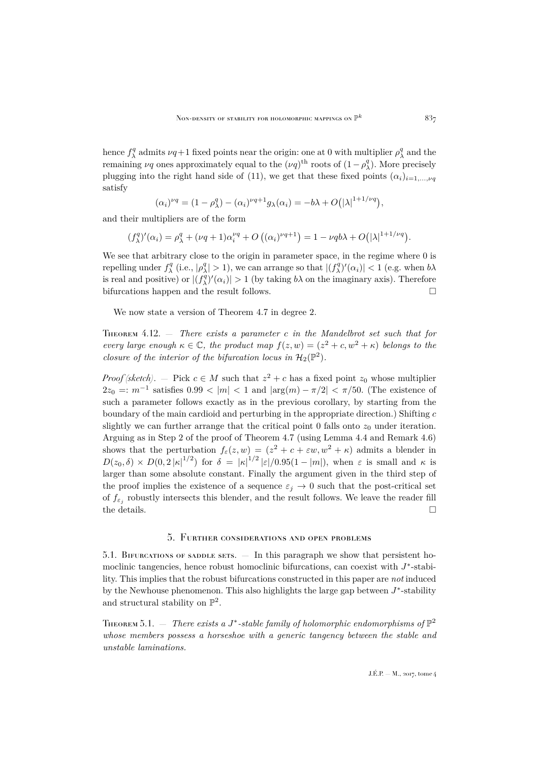hence $f_\lambda^q$ admits $\nu q+1$ fixed points near the origin: one at 0 with multiplier $\rho_\lambda^q$ and the remaining $\nu q$ ones approximately equal to the $(\nu q)^{\text{th}}$ roots of $(1-\rho_\lambda^q)$. More precisely plugging into the right hand side of (11), we get that these fixed points $(\alpha_i)_{i=1,\ldots,\nu q}$ satisfy

$$(\alpha_i)^{\nu q} = (1-\rho_\lambda^q) - (\alpha_i)^{\nu q+1} g_\lambda(\alpha_i) = -b\lambda + O\big(|\lambda|^{1+1/\nu q}\big),$$

and their multipliers are of the form

$$(f_\lambda^q)'(\alpha_i) = \rho_\lambda^q + (\nu q+1)\alpha_i^{\nu q} + O\left((\alpha_i)^{\nu q+1}\right) = 1 - \nu q b\lambda + O\big(|\lambda|^{1+1/\nu q}\big).$$

We see that arbitrary close to the origin in parameter space, in the regime where 0 is repelling under $f_\lambda^q$ (i.e., $|\rho_\lambda^q|>1$), we can arrange so that $|(f_\lambda^q)'(\alpha_i)|<1$ (e.g. when $b\lambda$ is real and positive) or $|(f_\lambda^q)'(\alpha_i)|>1$ (by taking $b\lambda$ on the imaginary axis). Therefore bifurcations happen and the result follows. □

We now state a version of Theorem 4.7 in degree 2.

Theorem 4.12. — *There exists a parameter $c$ in the Mandelbrot set such that for every large enough $\kappa\in\mathbb{C}$, the product map $f(z,w)=(z^2+c, w^2+\kappa)$ belongs to the closure of the interior of the bifurcation locus in $\mathcal{H}_2(\mathbb{P}^2)$.*

*Proof (sketch).* — Pick $c\in M$ such that $z^2+c$ has a fixed point $z_0$ whose multiplier $2z_0 =: m^{-1}$ satisfies $0.99<|m|<1$ and $|\arg(m)-\pi/2|<\pi/50$. (The existence of such a parameter follows exactly as in the previous corollary, by starting from the boundary of the main cardioid and perturbing in the appropriate direction.) Shifting $c$ slightly we can further arrange that the critical point 0 falls onto $z_0$ under iteration. Arguing as in Step 2 of the proof of Theorem 4.7 (using Lemma 4.4 and Remark 4.6) shows that the perturbation $f_\varepsilon(z,w)=(z^2+c+\varepsilon w, w^2+\kappa)$ admits a blender in $D(z_0,\delta)\times D(0,2|\kappa|^{1/2})$ for $\delta=|\kappa|^{1/2}|\varepsilon|/0.95(1-|m|)$, when $\varepsilon$ is small and $\kappa$ is larger than some absolute constant. Finally the argument given in the third step of the proof implies the existence of a sequence $\varepsilon_j\to 0$ such that the post-critical set of $f_{\varepsilon_j}$ robustly intersects this blender, and the result follows. We leave the reader fill the details. □

## 5. Further considerations and open problems

5.1. Bifurcations of saddle sets. — In this paragraph we show that persistent homoclinic tangencies, hence robust homoclinic bifurcations, can coexist with $J^*$-stability. This implies that the robust bifurcations constructed in this paper are *not* induced by the Newhouse phenomenon. This also highlights the large gap between $J^*$-stability and structural stability on $\mathbb{P}^2$.

Theorem 5.1. — *There exists a $J^*$-stable family of holomorphic endomorphisms of $\mathbb{P}^2$ whose members possess a horseshoe with a generic tangency between the stable and unstable laminations.*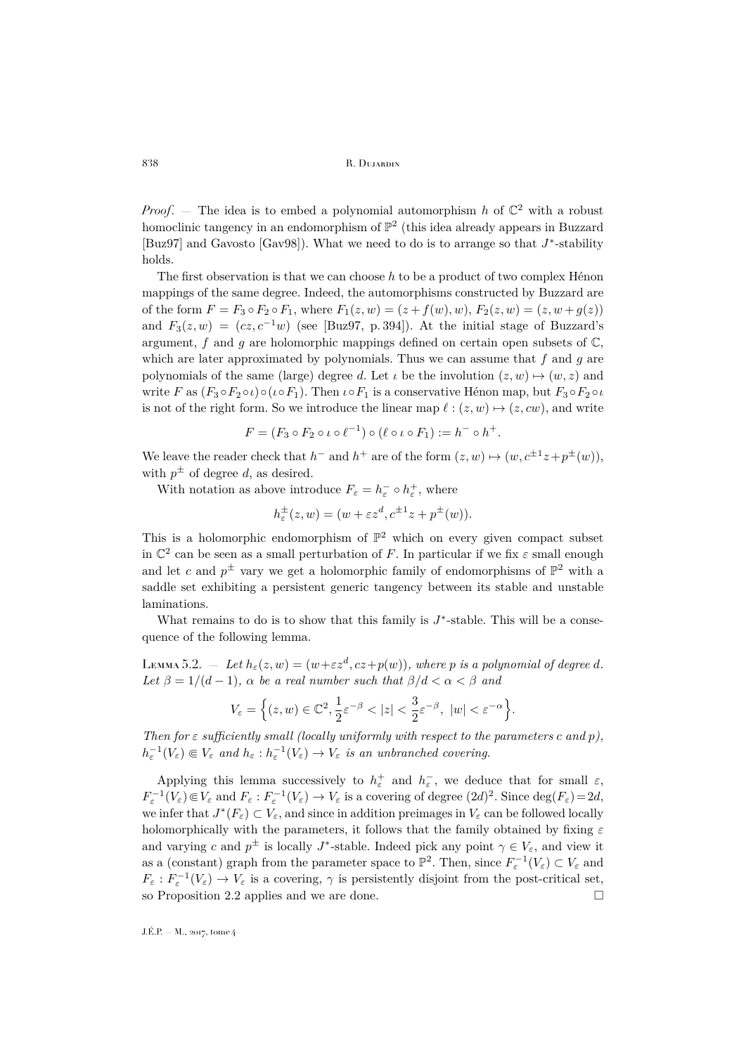*Proof*. — The idea is to embed a polynomial automorphism $h$ of $\mathbb{C}^2$ with a robust homoclinic tangency in an endomorphism of $\mathbb{P}^2$ (this idea already appears in Buzzard [Buz97] and Gavosto [Gav98]). What we need to do is to arrange so that $J^*$-stability holds.

The first observation is that we can choose $h$ to be a product of two complex Hénon mappings of the same degree. Indeed, the automorphisms constructed by Buzzard are of the form $F = F_3 \circ F_2 \circ F_1$, where $F_1(z,w) = (z + f(w), w)$, $F_2(z,w) = (z, w + g(z))$ and $F_3(z,w) = (cz, c^{-1}w)$ (see [Buz97, p. 394]). At the initial stage of Buzzard's argument, $f$ and $g$ are holomorphic mappings defined on certain open subsets of $\mathbb{C}$, which are later approximated by polynomials. Thus we can assume that $f$ and $g$ are polynomials of the same (large) degree $d$. Let $\iota$ be the involution $(z,w) \mapsto (w,z)$ and write $F$ as $(F_3 \circ F_2 \circ \iota) \circ (\iota \circ F_1)$. Then $\iota \circ F_1$ is a conservative Hénon map, but $F_3 \circ F_2 \circ \iota$ is not of the right form. So we introduce the linear map $\ell : (z,w) \mapsto (z, cw)$, and write

$$F = (F_3 \circ F_2 \circ \iota \circ \ell^{-1}) \circ (\ell \circ \iota \circ F_1) := h^- \circ h^+.$$

We leave the reader check that $h^-$ and $h^+$ are of the form $(z,w) \mapsto (w, c^{\pm 1}z + p^{\pm}(w))$, with $p^{\pm}$ of degree $d$, as desired.

With notation as above introduce $F_\varepsilon = h_\varepsilon^- \circ h_\varepsilon^+$, where

$$h_\varepsilon^{\pm}(z,w) = (w + \varepsilon z^d, c^{\pm 1}z + p^{\pm}(w)).$$

This is a holomorphic endomorphism of $\mathbb{P}^2$ which on every given compact subset in $\mathbb{C}^2$ can be seen as a small perturbation of $F$. In particular if we fix $\varepsilon$ small enough and let $c$ and $p^{\pm}$ vary we get a holomorphic family of endomorphisms of $\mathbb{P}^2$ with a saddle set exhibiting a persistent generic tangency between its stable and unstable laminations.

What remains to do is to show that this family is $J^*$-stable. This will be a consequence of the following lemma.

**Lemma 5.2.** — *Let $h_\varepsilon(z,w) = (w + \varepsilon z^d, cz + p(w))$, where $p$ is a polynomial of degree $d$. Let $\beta = 1/(d-1)$, $\alpha$ be a real number such that $\beta/d < \alpha < \beta$ and*

$$V_\varepsilon = \Big\{ (z,w) \in \mathbb{C}^2, \frac{1}{2}\varepsilon^{-\beta} < |z| < \frac{3}{2}\varepsilon^{-\beta},\ |w| < \varepsilon^{-\alpha} \Big\}.$$

*Then for $\varepsilon$ sufficiently small (locally uniformly with respect to the parameters $c$ and $p$), $h_\varepsilon^{-1}(V_\varepsilon) \Subset V_\varepsilon$ and $h_\varepsilon : h_\varepsilon^{-1}(V_\varepsilon) \to V_\varepsilon$ is an unbranched covering.*

Applying this lemma successively to $h_\varepsilon^+$ and $h_\varepsilon^-$, we deduce that for small $\varepsilon$, $F_\varepsilon^{-1}(V_\varepsilon) \Subset V_\varepsilon$ and $F_\varepsilon : F_\varepsilon^{-1}(V_\varepsilon) \to V_\varepsilon$ is a covering of degree $(2d)^2$. Since $\deg(F_\varepsilon) = 2d$, we infer that $J^*(F_\varepsilon) \subset V_\varepsilon$, and since in addition preimages in $V_\varepsilon$ can be followed locally holomorphically with the parameters, it follows that the family obtained by fixing $\varepsilon$ and varying $c$ and $p^{\pm}$ is locally $J^*$-stable. Indeed pick any point $\gamma \in V_\varepsilon$, and view it as a (constant) graph from the parameter space to $\mathbb{P}^2$. Then, since $F_\varepsilon^{-1}(V_\varepsilon) \subset V_\varepsilon$ and $F_\varepsilon : F_\varepsilon^{-1}(V_\varepsilon) \to V_\varepsilon$ is a covering, $\gamma$ is persistently disjoint from the post-critical set, so Proposition 2.2 applies and we are done. $\square$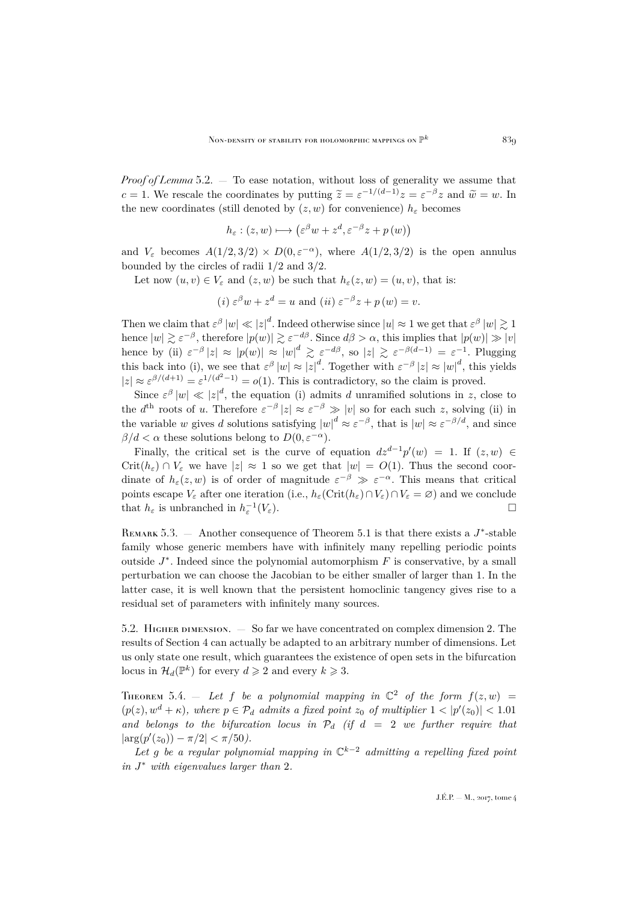*Proof of Lemma* 5.2. — To ease notation, without loss of generality we assume that $c=1$. We rescale the coordinates by putting $\widetilde{z}=\varepsilon^{-1/(d-1)}z=\varepsilon^{-\beta}z$ and $\widetilde{w}=w$. In the new coordinates (still denoted by $(z,w)$ for convenience) $h_\varepsilon$ becomes

$$h_\varepsilon:(z,w)\longmapsto\left(\varepsilon^{\beta}w+z^{d},\varepsilon^{-\beta}z+p\left(w\right)\right)$$

and $V_\varepsilon$ becomes $A(1/2,3/2)\times D(0,\varepsilon^{-\alpha})$, where $A(1/2,3/2)$ is the open annulus bounded by the circles of radii $1/2$ and $3/2$.

Let now $(u,v)\in V_\varepsilon$ and $(z,w)$ be such that $h_\varepsilon(z,w)=(u,v)$, that is:

$$(i)\ \varepsilon^{\beta}w+z^{d}=u\text{ and }(ii)\ \varepsilon^{-\beta}z+p\left(w\right)=v.$$

Then we claim that $\varepsilon^{\beta}\left|w\right|\ll\left|z\right|^{d}$. Indeed otherwise since $|u|\approx 1$ we get that $\varepsilon^{\beta}\left|w\right|\gtrsim 1$ hence $|w|\gtrsim\varepsilon^{-\beta}$, therefore $|p(w)|\gtrsim\varepsilon^{-d\beta}$. Since $d\beta>\alpha$, this implies that $|p(w)|\gg|v|$ hence by (ii) $\varepsilon^{-\beta}\left|z\right|\approx\left|p(w)\right|\approx\left|w\right|^{d}\gtrsim\varepsilon^{-d\beta}$, so $|z|\gtrsim\varepsilon^{-\beta(d-1)}=\varepsilon^{-1}$. Plugging this back into (i), we see that $\varepsilon^{\beta}\left|w\right|\approx\left|z\right|^{d}$. Together with $\varepsilon^{-\beta}\left|z\right|\approx\left|w\right|^{d}$, this yields $|z|\approx\varepsilon^{\beta/(d+1)}=\varepsilon^{1/(d^{2}-1)}=o(1)$. This is contradictory, so the claim is proved.

Since $\varepsilon^{\beta}\left|w\right|\ll\left|z\right|^{d}$, the equation (i) admits $d$ unramified solutions in $z$, close to the $d^{\text{th}}$ roots of $u$. Therefore $\varepsilon^{-\beta}\left|z\right|\approx\varepsilon^{-\beta}\gg|v|$ so for each such $z$, solving (ii) in the variable $w$ gives $d$ solutions satisfying $\left|w\right|^{d}\approx\varepsilon^{-\beta}$, that is $|w|\approx\varepsilon^{-\beta/d}$, and since $\beta/d<\alpha$ these solutions belong to $D(0,\varepsilon^{-\alpha})$.

Finally, the critical set is the curve of equation $dz^{d-1}p'(w)=1$. If $(z,w)\in\operatorname{Crit}(h_\varepsilon)\cap V_\varepsilon$ we have $|z|\approx 1$ so we get that $|w|=O(1)$. Thus the second coordinate of $h_\varepsilon(z,w)$ is of order of magnitude $\varepsilon^{-\beta}\gg\varepsilon^{-\alpha}$. This means that critical points escape $V_\varepsilon$ after one iteration (i.e., $h_\varepsilon(\operatorname{Crit}(h_\varepsilon)\cap V_\varepsilon)\cap V_\varepsilon=\varnothing$) and we conclude that $h_\varepsilon$ is unbranched in $h_\varepsilon^{-1}(V_\varepsilon)$. □

Remark 5.3. — Another consequence of Theorem 5.1 is that there exists a $J^*$-stable family whose generic members have with infinitely many repelling periodic points outside $J^*$. Indeed since the polynomial automorphism $F$ is conservative, by a small perturbation we can choose the Jacobian to be either smaller of larger than 1. In the latter case, it is well known that the persistent homoclinic tangency gives rise to a residual set of parameters with infinitely many sources.

5.2. Higher dimension. — So far we have concentrated on complex dimension 2. The results of Section 4 can actually be adapted to an arbitrary number of dimensions. Let us only state one result, which guarantees the existence of open sets in the bifurcation locus in $\mathcal{H}_d(\mathbb{P}^k)$ for every $d\geqslant 2$ and every $k\geqslant 3$.

Theorem 5.4. — *Let $f$ be a polynomial mapping in $\mathbb{C}^2$ of the form $f(z,w)=(p(z),w^d+\kappa)$, where $p\in\mathcal{P}_d$ admits a fixed point $z_0$ of multiplier $1<|p'(z_0)|<1.01$ and belongs to the bifurcation locus in $\mathcal{P}_d$ (if $d=2$ we further require that $|\arg(p'(z_0))-\pi/2|<\pi/50$).*

*Let $g$ be a regular polynomial mapping in $\mathbb{C}^{k-2}$ admitting a repelling fixed point in $J^*$ with eigenvalues larger than 2.*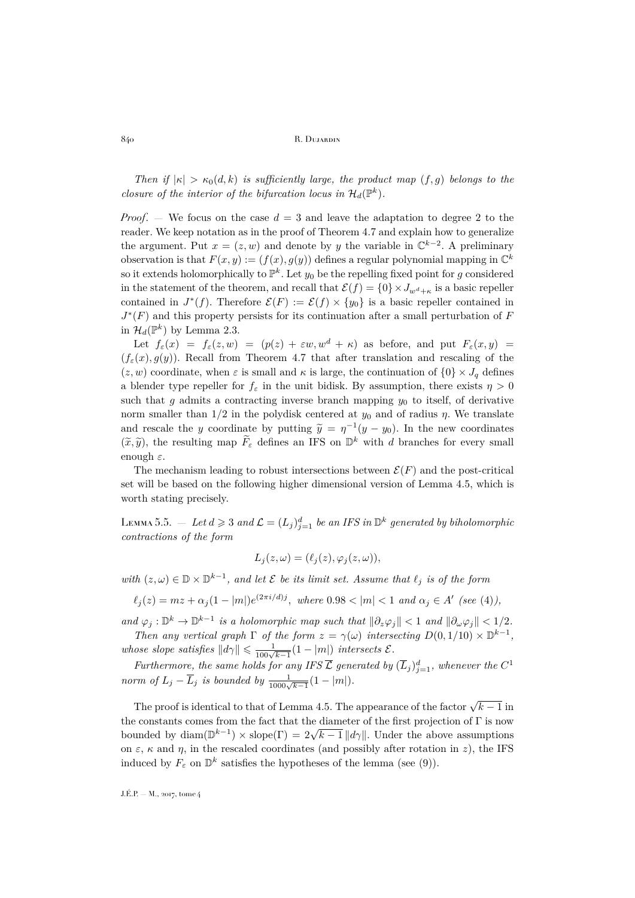*Then if $|\kappa| > \kappa_0(d, k)$ is sufficiently large, the product map $(f, g)$ belongs to the closure of the interior of the bifurcation locus in $\mathcal{H}_d(\mathbb{P}^k)$.*

*Proof*. — We focus on the case $d = 3$ and leave the adaptation to degree 2 to the reader. We keep notation as in the proof of Theorem 4.7 and explain how to generalize the argument. Put $x = (z, w)$ and denote by $y$ the variable in $\mathbb{C}^{k-2}$. A preliminary observation is that $F(x, y) := (f(x), g(y))$ defines a regular polynomial mapping in $\mathbb{C}^k$ so it extends holomorphically to $\mathbb{P}^k$. Let $y_0$ be the repelling fixed point for $g$ considered in the statement of the theorem, and recall that $\mathcal{E}(f) = \{0\} \times J_{w^d+\kappa}$ is a basic repeller contained in $J^*(f)$. Therefore $\mathcal{E}(F) := \mathcal{E}(f) \times \{y_0\}$ is a basic repeller contained in $J^*(F)$ and this property persists for its continuation after a small perturbation of $F$ in $\mathcal{H}_d(\mathbb{P}^k)$ by Lemma 2.3.

Let $f_\varepsilon(x) = f_\varepsilon(z, w) = (p(z) + \varepsilon w, w^d + \kappa)$ as before, and put $F_\varepsilon(x, y) = (f_\varepsilon(x), g(y))$. Recall from Theorem 4.7 that after translation and rescaling of the $(z, w)$ coordinate, when $\varepsilon$ is small and $\kappa$ is large, the continuation of $\{0\} \times J_q$ defines a blender type repeller for $f_\varepsilon$ in the unit bidisk. By assumption, there exists $\eta > 0$ such that $g$ admits a contracting inverse branch mapping $y_0$ to itself, of derivative norm smaller than $1/2$ in the polydisk centered at $y_0$ and of radius $\eta$. We translate and rescale the $y$ coordinate by putting $\widetilde{y} = \eta^{-1}(y - y_0)$. In the new coordinates $(\widetilde{x}, \widetilde{y})$, the resulting map $\widetilde{F}_\varepsilon$ defines an IFS on $\mathbb{D}^k$ with $d$ branches for every small enough $\varepsilon$.

The mechanism leading to robust intersections between $\mathcal{E}(F)$ and the post-critical set will be based on the following higher dimensional version of Lemma 4.5, which is worth stating precisely.

Lemma 5.5. — *Let $d \geqslant 3$ and $\mathcal{L} = (L_j)_{j=1}^d$ be an IFS in $\mathbb{D}^k$ generated by biholomorphic contractions of the form*

$$L_j(z, \omega) = (\ell_j(z), \varphi_j(z, \omega)),$$

*with $(z, \omega) \in \mathbb{D} \times \mathbb{D}^{k-1}$, and let $\mathcal{E}$ be its limit set. Assume that $\ell_j$ is of the form*

$$\ell_j(z) = mz + \alpha_j(1 - |m|)e^{(2\pi i/d)j}, \text{ where } 0.98 < |m| < 1 \text{ and } \alpha_j \in A' \text{ (see (4))},$$

*and $\varphi_j : \mathbb{D}^k \to \mathbb{D}^{k-1}$ is a holomorphic map such that $\|\partial_z \varphi_j\| < 1$ and $\|\partial_\omega \varphi_j\| < 1/2$.*

*Then any vertical graph $\Gamma$ of the form $z = \gamma(\omega)$ intersecting $D(0, 1/10) \times \mathbb{D}^{k-1}$, whose slope satisfies $\|d\gamma\| \leqslant \frac{1}{100\sqrt{k-1}}(1 - |m|)$ intersects $\mathcal{E}$.*

*Furthermore, the same holds for any IFS $\overline{\mathcal{L}}$ generated by $(\overline{L}_j)_{j=1}^d$, whenever the $C^1$ norm of $L_j - \overline{L}_j$ is bounded by $\frac{1}{1000\sqrt{k-1}}(1 - |m|)$.*

The proof is identical to that of Lemma 4.5. The appearance of the factor $\sqrt{k-1}$ in the constants comes from the fact that the diameter of the first projection of $\Gamma$ is now bounded by $\operatorname{diam}(\mathbb{D}^{k-1}) \times \operatorname{slope}(\Gamma) = 2\sqrt{k-1}\,\|d\gamma\|$. Under the above assumptions on $\varepsilon$, $\kappa$ and $\eta$, in the rescaled coordinates (and possibly after rotation in $z$), the IFS induced by $F_\varepsilon$ on $\mathbb{D}^k$ satisfies the hypotheses of the lemma (see (9)).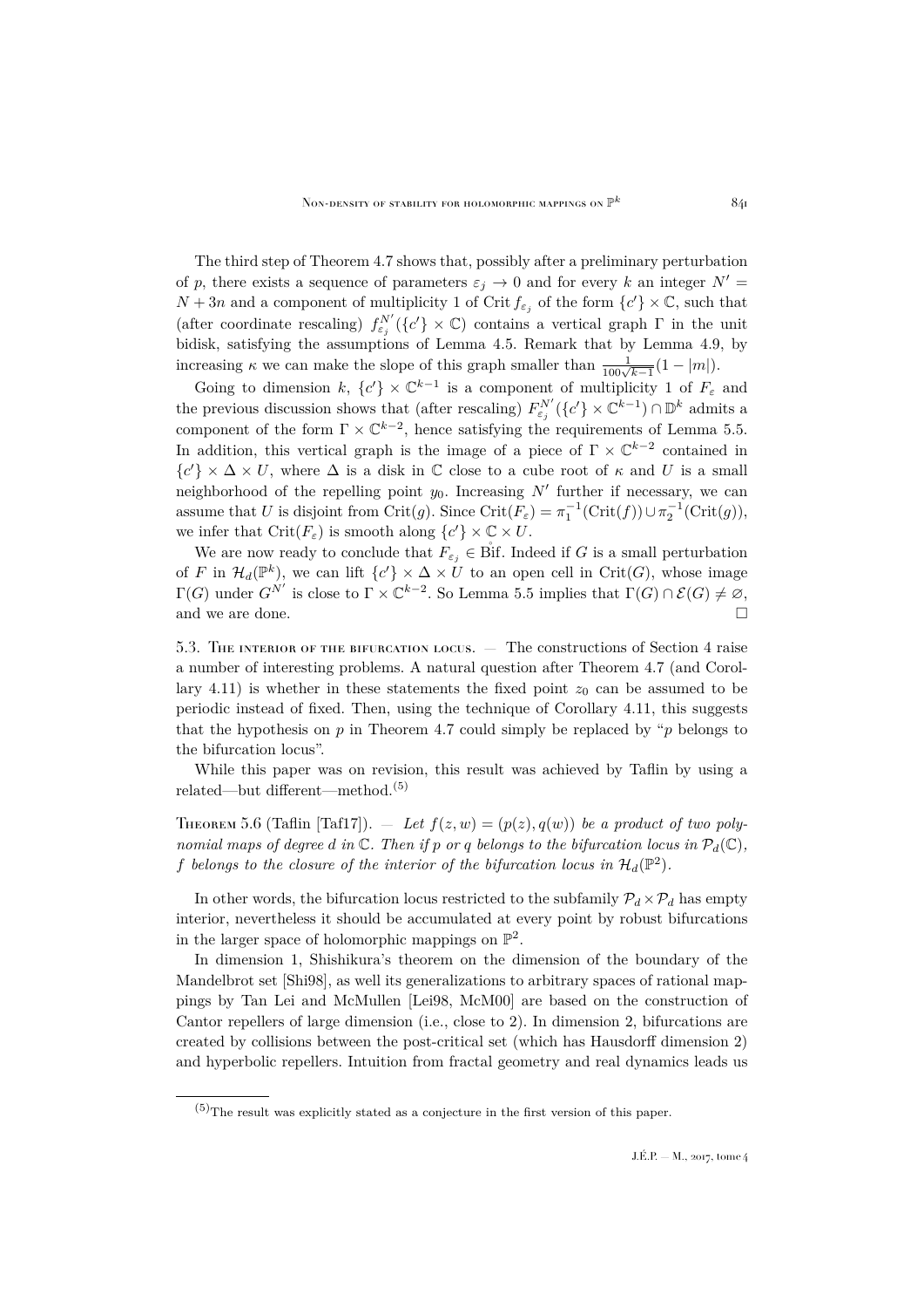The third step of Theorem 4.7 shows that, possibly after a preliminary perturbation of $p$, there exists a sequence of parameters $\varepsilon_j \to 0$ and for every $k$ an integer $N' = N + 3n$ and a component of multiplicity 1 of $\operatorname{Crit} f_{\varepsilon_j}$ of the form $\{c'\} \times \mathbb{C}$, such that (after coordinate rescaling) $f_{\varepsilon_j}^{N'}(\{c'\} \times \mathbb{C})$ contains a vertical graph $\Gamma$ in the unit bidisk, satisfying the assumptions of Lemma 4.5. Remark that by Lemma 4.9, by increasing $\kappa$ we can make the slope of this graph smaller than $\frac{1}{100\sqrt{k-1}}(1-|m|)$.

Going to dimension $k$, $\{c'\} \times \mathbb{C}^{k-1}$ is a component of multiplicity 1 of $F_\varepsilon$ and the previous discussion shows that (after rescaling) $F_{\varepsilon_j}^{N'}(\{c'\} \times \mathbb{C}^{k-1}) \cap \mathbb{D}^k$ admits a component of the form $\Gamma \times \mathbb{C}^{k-2}$, hence satisfying the requirements of Lemma 5.5. In addition, this vertical graph is the image of a piece of $\Gamma \times \mathbb{C}^{k-2}$ contained in $\{c'\} \times \Delta \times U$, where $\Delta$ is a disk in $\mathbb{C}$ close to a cube root of $\kappa$ and $U$ is a small neighborhood of the repelling point $y_0$. Increasing $N'$ further if necessary, we can assume that $U$ is disjoint from $\operatorname{Crit}(g)$. Since $\operatorname{Crit}(F_\varepsilon) = \pi_1^{-1}(\operatorname{Crit}(f)) \cup \pi_2^{-1}(\operatorname{Crit}(g))$, we infer that $\operatorname{Crit}(F_\varepsilon)$ is smooth along $\{c'\} \times \mathbb{C} \times U$.

We are now ready to conclude that $F_{\varepsilon_j} \in \mathring{\operatorname{Bif}}$. Indeed if $G$ is a small perturbation of $F$ in $\mathcal{H}_d(\mathbb{P}^k)$, we can lift $\{c'\} \times \Delta \times U$ to an open cell in $\operatorname{Crit}(G)$, whose image $\Gamma(G)$ under $G^{N'}$ is close to $\Gamma \times \mathbb{C}^{k-2}$. So Lemma 5.5 implies that $\Gamma(G) \cap \mathcal{E}(G) \neq \varnothing$, and we are done. $\square$

### 5.3. The interior of the bifurcation locus.

— The constructions of Section 4 raise a number of interesting problems. A natural question after Theorem 4.7 (and Corollary 4.11) is whether in these statements the fixed point $z_0$ can be assumed to be periodic instead of fixed. Then, using the technique of Corollary 4.11, this suggests that the hypothesis on $p$ in Theorem 4.7 could simply be replaced by "$p$ belongs to the bifurcation locus".

While this paper was on revision, this result was achieved by Taflin by using a related—but different—method.[5]

**Theorem 5.6** (Taflin [Taf17]). — *Let $f(z,w) = (p(z), q(w))$ be a product of two polynomial maps of degree $d$ in $\mathbb{C}$. Then if $p$ or $q$ belongs to the bifurcation locus in $\mathcal{P}_d(\mathbb{C})$, $f$ belongs to the closure of the interior of the bifurcation locus in $\mathcal{H}_d(\mathbb{P}^2)$.*

In other words, the bifurcation locus restricted to the subfamily $\mathcal{P}_d \times \mathcal{P}_d$ has empty interior, nevertheless it should be accumulated at every point by robust bifurcations in the larger space of holomorphic mappings on $\mathbb{P}^2$.

In dimension 1, Shishikura's theorem on the dimension of the boundary of the Mandelbrot set [Shi98], as well its generalizations to arbitrary spaces of rational mappings by Tan Lei and McMullen [Lei98, McM00] are based on the construction of Cantor repellers of large dimension (i.e., close to 2). In dimension 2, bifurcations are created by collisions between the post-critical set (which has Hausdorff dimension 2) and hyperbolic repellers. Intuition from fractal geometry and real dynamics leads us

[5] The result was explicitly stated as a conjecture in the first version of this paper.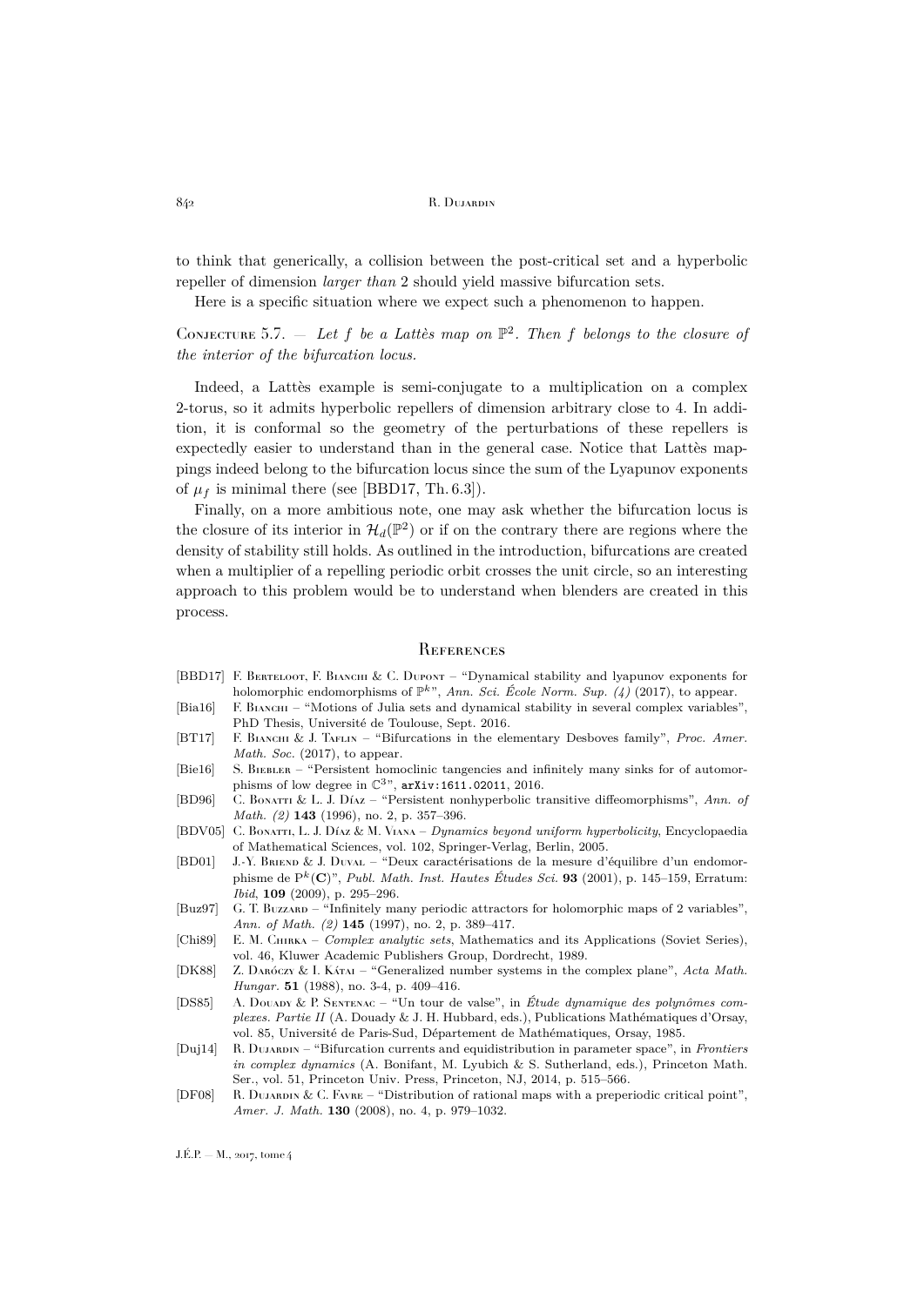to think that generically, a collision between the post-critical set and a hyperbolic repeller of dimension *larger than* 2 should yield massive bifurcation sets.

Here is a specific situation where we expect such a phenomenon to happen.

Conjecture 5.7. — *Let $f$ be a Lattès map on $\mathbb{P}^2$. Then $f$ belongs to the closure of the interior of the bifurcation locus.*

Indeed, a Lattès example is semi-conjugate to a multiplication on a complex 2-torus, so it admits hyperbolic repellers of dimension arbitrary close to 4. In addition, it is conformal so the geometry of the perturbations of these repellers is expectedly easier to understand than in the general case. Notice that Lattès mappings indeed belong to the bifurcation locus since the sum of the Lyapunov exponents of $\mu_f$ is minimal there (see [BBD17, Th. 6.3]).

Finally, on a more ambitious note, one may ask whether the bifurcation locus is the closure of its interior in $\mathcal{H}_d(\mathbb{P}^2)$ or if on the contrary there are regions where the density of stability still holds. As outlined in the introduction, bifurcations are created when a multiplier of a repelling periodic orbit crosses the unit circle, so an interesting approach to this problem would be to understand when blenders are created in this process.

## References

[BBD17] F. Berteloot, F. Bianchi & C. Dupont – "Dynamical stability and lyapunov exponents for holomorphic endomorphisms of $\mathbb{P}^k$", *Ann. Sci. École Norm. Sup. (4)* (2017), to appear.

[Bia16] F. Bianchi – "Motions of Julia sets and dynamical stability in several complex variables", PhD Thesis, Université de Toulouse, Sept. 2016.

[BT17] F. Bianchi & J. Taflin – "Bifurcations in the elementary Desboves family", *Proc. Amer. Math. Soc.* (2017), to appear.

[Bie16] S. Biebler – "Persistent homoclinic tangencies and infinitely many sinks for of automorphisms of low degree in $\mathbb{C}^3$", arXiv:1611.02011, 2016.

[BD96] C. Bonatti & L. J. Díaz – "Persistent nonhyperbolic transitive diffeomorphisms", *Ann. of Math. (2)* **143** (1996), no. 2, p. 357–396.

[BDV05] C. Bonatti, L. J. Díaz & M. Viana – *Dynamics beyond uniform hyperbolicity*, Encyclopaedia of Mathematical Sciences, vol. 102, Springer-Verlag, Berlin, 2005.

[BD01] J.-Y. Briend & J. Duval – "Deux caractérisations de la mesure d'équilibre d'un endomorphisme de $\mathrm{P}^k(\mathbf{C})$", *Publ. Math. Inst. Hautes Études Sci.* **93** (2001), p. 145–159, Erratum: *Ibid*, **109** (2009), p. 295–296.

[Buz97] G. T. Buzzard – "Infinitely many periodic attractors for holomorphic maps of 2 variables", *Ann. of Math. (2)* **145** (1997), no. 2, p. 389–417.

[Chi89] E. M. Chirka – *Complex analytic sets*, Mathematics and its Applications (Soviet Series), vol. 46, Kluwer Academic Publishers Group, Dordrecht, 1989.

[DK88] Z. Daróczy & I. Kátai – "Generalized number systems in the complex plane", *Acta Math. Hungar.* **51** (1988), no. 3-4, p. 409–416.

[DS85] A. Douady & P. Sentenac – "Un tour de valse", in *Étude dynamique des polynômes complexes. Partie II* (A. Douady & J. H. Hubbard, eds.), Publications Mathématiques d'Orsay, vol. 85, Université de Paris-Sud, Département de Mathématiques, Orsay, 1985.

[Duj14] R. Dujardin – "Bifurcation currents and equidistribution in parameter space", in *Frontiers in complex dynamics* (A. Bonifant, M. Lyubich & S. Sutherland, eds.), Princeton Math. Ser., vol. 51, Princeton Univ. Press, Princeton, NJ, 2014, p. 515–566.

[DF08] R. Dujardin & C. Favre – "Distribution of rational maps with a preperiodic critical point", *Amer. J. Math.* **130** (2008), no. 4, p. 979–1032.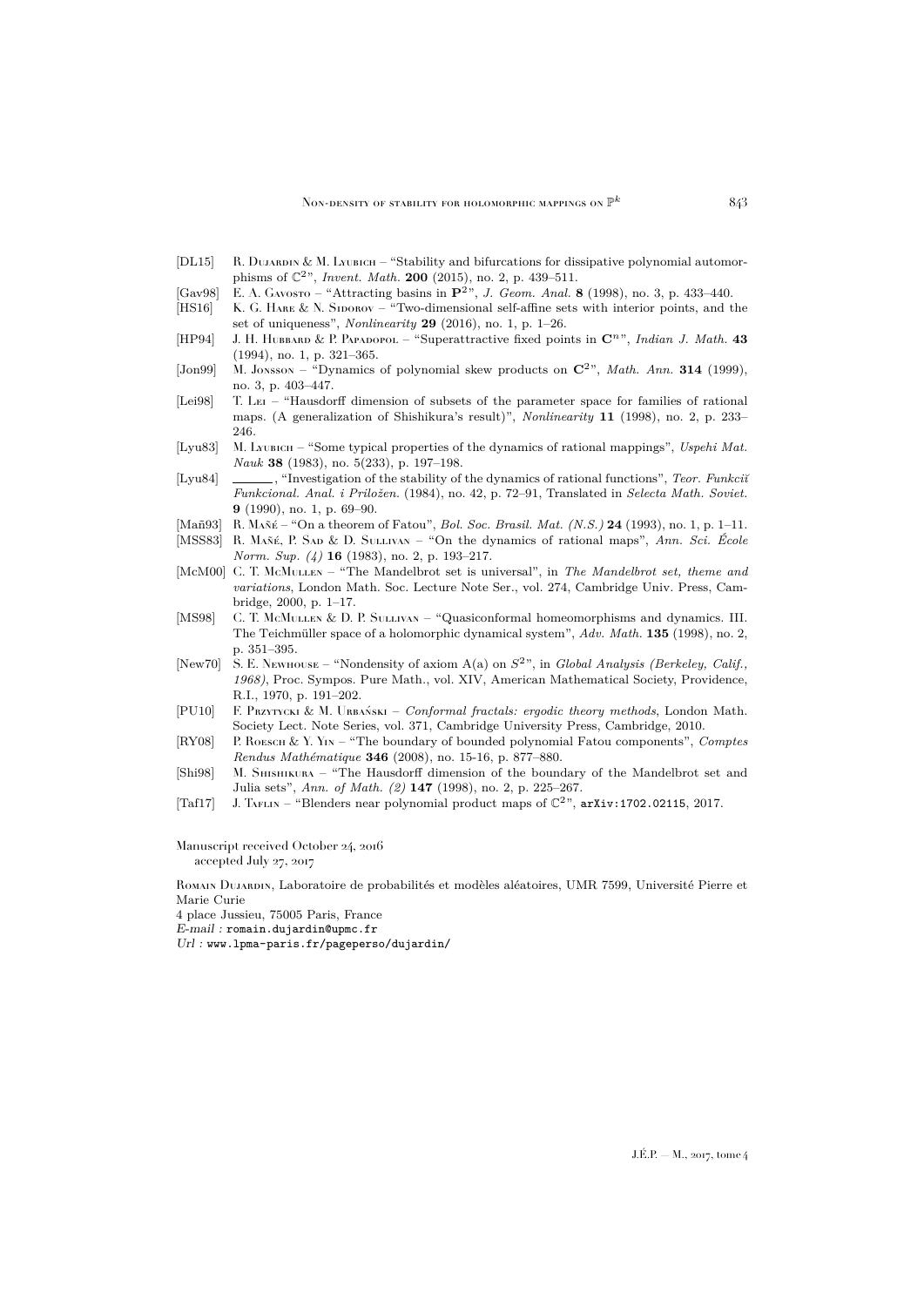- [DL15] R. Dujardin & M. Lyubich – "Stability and bifurcations for dissipative polynomial automorphisms of $\mathbb{C}^2$", *Invent. Math.* **200** (2015), no. 2, p. 439–511.
- [Gav98] E. A. Gavosto – "Attracting basins in $\mathbf{P}^2$", *J. Geom. Anal.* **8** (1998), no. 3, p. 433–440.
- [HS16] K. G. Hare & N. Sidorov – "Two-dimensional self-affine sets with interior points, and the set of uniqueness", *Nonlinearity* **29** (2016), no. 1, p. 1–26.
- [HP94] J. H. Hubbard & P. Papadopol – "Superattractive fixed points in $\mathbf{C}^n$", *Indian J. Math.* **43** (1994), no. 1, p. 321–365.
- [Jon99] M. Jonsson – "Dynamics of polynomial skew products on $\mathbf{C}^2$", *Math. Ann.* **314** (1999), no. 3, p. 403–447.
- [Lei98] T. Lei – "Hausdorff dimension of subsets of the parameter space for families of rational maps. (A generalization of Shishikura's result)", *Nonlinearity* **11** (1998), no. 2, p. 233–246.
- [Lyu83] M. Lyubich – "Some typical properties of the dynamics of rational mappings", *Uspehi Mat. Nauk* **38** (1983), no. 5(233), p. 197–198.
- [Lyu84] ______, "Investigation of the stability of the dynamics of rational functions", *Teor. Funkciĭ Funkcional. Anal. i Priložen.* (1984), no. 42, p. 72–91, Translated in *Selecta Math. Soviet.* **9** (1990), no. 1, p. 69–90.
- [Mañ93] R. Mañé – "On a theorem of Fatou", *Bol. Soc. Brasil. Mat. (N.S.)* **24** (1993), no. 1, p. 1–11.
- [MSS83] R. Mañé, P. Sad & D. Sullivan – "On the dynamics of rational maps", *Ann. Sci. École Norm. Sup. (4)* **16** (1983), no. 2, p. 193–217.
- [McM00] C. T. McMullen – "The Mandelbrot set is universal", in *The Mandelbrot set, theme and variations*, London Math. Soc. Lecture Note Ser., vol. 274, Cambridge Univ. Press, Cambridge, 2000, p. 1–17.
- [MS98] C. T. McMullen & D. P. Sullivan – "Quasiconformal homeomorphisms and dynamics. III. The Teichmüller space of a holomorphic dynamical system", *Adv. Math.* **135** (1998), no. 2, p. 351–395.
- [New70] S. E. Newhouse – "Nondensity of axiom A(a) on $S^2$", in *Global Analysis (Berkeley, Calif., 1968)*, Proc. Sympos. Pure Math., vol. XIV, American Mathematical Society, Providence, R.I., 1970, p. 191–202.
- [PU10] F. Przytycki & M. Urbański – *Conformal fractals: ergodic theory methods*, London Math. Society Lect. Note Series, vol. 371, Cambridge University Press, Cambridge, 2010.
- [RY08] P. Roesch & Y. Yin – "The boundary of bounded polynomial Fatou components", *Comptes Rendus Mathématique* **346** (2008), no. 15-16, p. 877–880.
- [Shi98] M. Shishikura – "The Hausdorff dimension of the boundary of the Mandelbrot set and Julia sets", *Ann. of Math. (2)* **147** (1998), no. 2, p. 225–267.
- [Taf17] J. Taflin – "Blenders near polynomial product maps of $\mathbb{C}^2$", arXiv:1702.02115, 2017.

Manuscript received October 24, 2016
accepted July 27, 2017

Romain Dujardin, Laboratoire de probabilités et modèles aléatoires, UMR 7599, Université Pierre et Marie Curie
4 place Jussieu, 75005 Paris, France
*E-mail :* romain.dujardin@upmc.fr
*Url :* www.lpma-paris.fr/pageperso/dujardin/